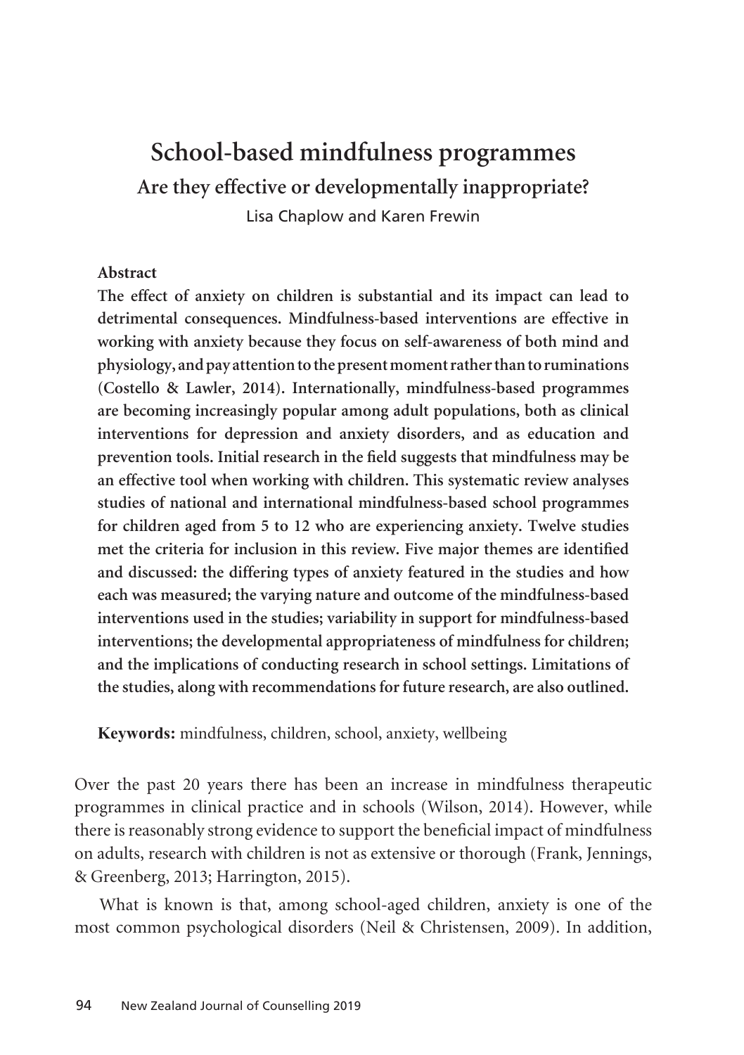# School-based mindfulness programmes

## Are they effective or developmentally inappropriate?

Lisa Chaplow and Karen Frewin

**Abstract**

**The effect of anxiety on children is substantial and its impact can lead to detrimental consequences. Mindfulness-based interventions are effective in working with anxiety because they focus on self-awareness of both mind and physiology, and pay attention to the present moment rather than to ruminations (Costello & Lawler, 2014). Internationally, mindfulness-based programmes are becoming increasingly popular among adult populations, both as clinical interventions for depression and anxiety disorders, and as education and prevention tools. Initial research in the field suggests that mindfulness may be an effective tool when working with children. This systematic review analyses studies of national and international mindfulness-based school programmes for children aged from 5 to 12 who are experiencing anxiety. Twelve studies met the criteria for inclusion in this review. Five major themes are identified and discussed: the differing types of anxiety featured in the studies and how each was measured; the varying nature and outcome of the mindfulness-based interventions used in the studies; variability in support for mindfulness-based interventions; the developmental appropriateness of mindfulness for children; and the implications of conducting research in school settings. Limitations of the studies, along with recommendations for future research, are also outlined.**

**Keywords:** mindfulness, children, school, anxiety, wellbeing

Over the past 20 years there has been an increase in mindfulness therapeutic programmes in clinical practice and in schools (Wilson, 2014). However, while there is reasonably strong evidence to support the beneficial impact of mindfulness on adults, research with children is not as extensive or thorough (Frank, Jennings, & Greenberg, 2013; Harrington, 2015).

What is known is that, among school-aged children, anxiety is one of the most common psychological disorders (Neil & Christensen, 2009). In addition,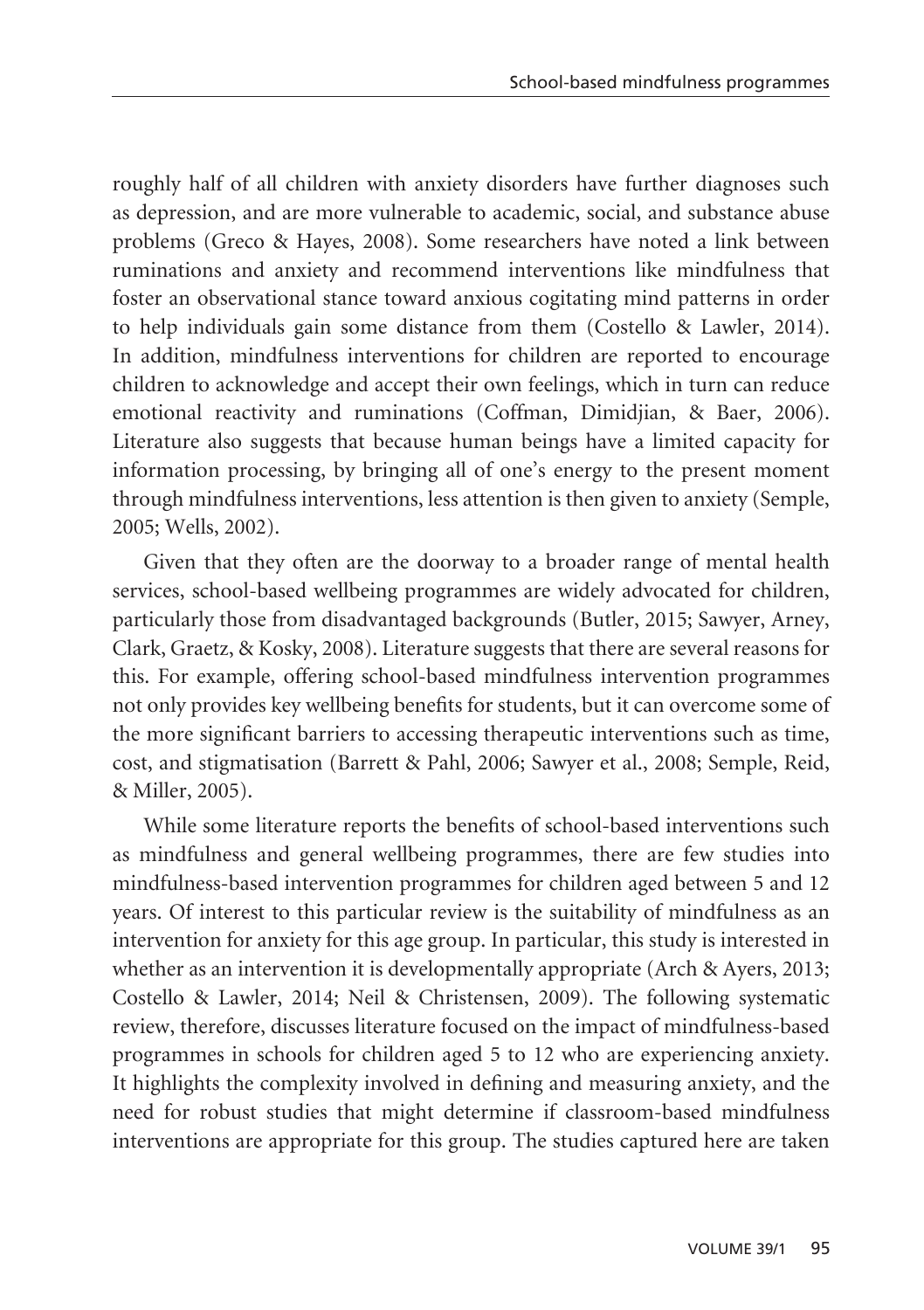roughly half of all children with anxiety disorders have further diagnoses such as depression, and are more vulnerable to academic, social, and substance abuse problems (Greco & Hayes, 2008). Some researchers have noted a link between ruminations and anxiety and recommend interventions like mindfulness that foster an observational stance toward anxious cogitating mind patterns in order to help individuals gain some distance from them (Costello & Lawler, 2014). In addition, mindfulness interventions for children are reported to encourage children to acknowledge and accept their own feelings, which in turn can reduce emotional reactivity and ruminations (Coffman, Dimidjian, & Baer, 2006). Literature also suggests that because human beings have a limited capacity for information processing, by bringing all of one's energy to the present moment through mindfulness interventions, less attention is then given to anxiety (Semple, 2005; Wells, 2002).

Given that they often are the doorway to a broader range of mental health services, school-based wellbeing programmes are widely advocated for children, particularly those from disadvantaged backgrounds (Butler, 2015; Sawyer, Arney, Clark, Graetz, & Kosky, 2008). Literature suggests that there are several reasons for this. For example, offering school-based mindfulness intervention programmes not only provides key wellbeing benefits for students, but it can overcome some of the more significant barriers to accessing therapeutic interventions such as time, cost, and stigmatisation (Barrett & Pahl, 2006; Sawyer et al., 2008; Semple, Reid, & Miller, 2005).

While some literature reports the benefits of school-based interventions such as mindfulness and general wellbeing programmes, there are few studies into mindfulness-based intervention programmes for children aged between 5 and 12 years. Of interest to this particular review is the suitability of mindfulness as an intervention for anxiety for this age group. In particular, this study is interested in whether as an intervention it is developmentally appropriate (Arch & Ayers, 2013; Costello & Lawler, 2014; Neil & Christensen, 2009). The following systematic review, therefore, discusses literature focused on the impact of mindfulness-based programmes in schools for children aged 5 to 12 who are experiencing anxiety. It highlights the complexity involved in defining and measuring anxiety, and the need for robust studies that might determine if classroom-based mindfulness interventions are appropriate for this group. The studies captured here are taken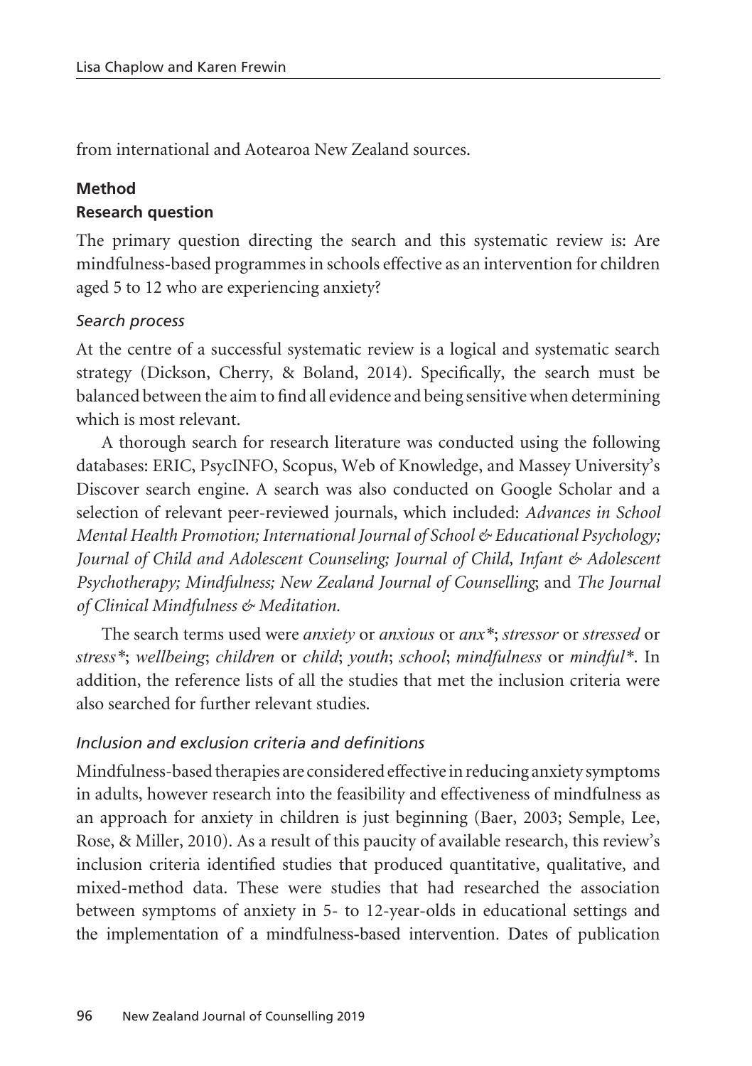from international and Aotearoa New Zealand sources.

## Method

### Research question

The primary question directing the search and this systematic review is: Are mindfulness-based programmes in schools effective as an intervention for children aged 5 to 12 who are experiencing anxiety?

#### *Search process*

At the centre of a successful systematic review is a logical and systematic search strategy (Dickson, Cherry, & Boland, 2014). Specifically, the search must be balanced between the aim to find all evidence and being sensitive when determining which is most relevant.

A thorough search for research literature was conducted using the following databases: ERIC, PsycINFO, Scopus, Web of Knowledge, and Massey University's Discover search engine. A search was also conducted on Google Scholar and a selection of relevant peer-reviewed journals, which included: *Advances in School Mental Health Promotion; International Journal of School & Educational Psychology; Journal of Child and Adolescent Counseling; Journal of Child, Infant & Adolescent Psychotherapy; Mindfulness; New Zealand Journal of Counselling*; and *The Journal of Clinical Mindfulness & Meditation.*

The search terms used were *anxiety* or *anxious* or *anx\**; *stressor* or *stressed* or *stress\**; *wellbeing*; *children* or *child*; *youth*; *school*; *mindfulness* or *mindful\**. In addition, the reference lists of all the studies that met the inclusion criteria were also searched for further relevant studies.

#### *Inclusion and exclusion criteria and definitions*

Mindfulness-based therapies are considered effective in reducing anxiety symptoms in adults, however research into the feasibility and effectiveness of mindfulness as an approach for anxiety in children is just beginning (Baer, 2003; Semple, Lee, Rose, & Miller, 2010). As a result of this paucity of available research, this review's inclusion criteria identified studies that produced quantitative, qualitative, and mixed-method data. These were studies that had researched the association between symptoms of anxiety in 5- to 12-year-olds in educational settings and the implementation of a mindfulness-based intervention. Dates of publication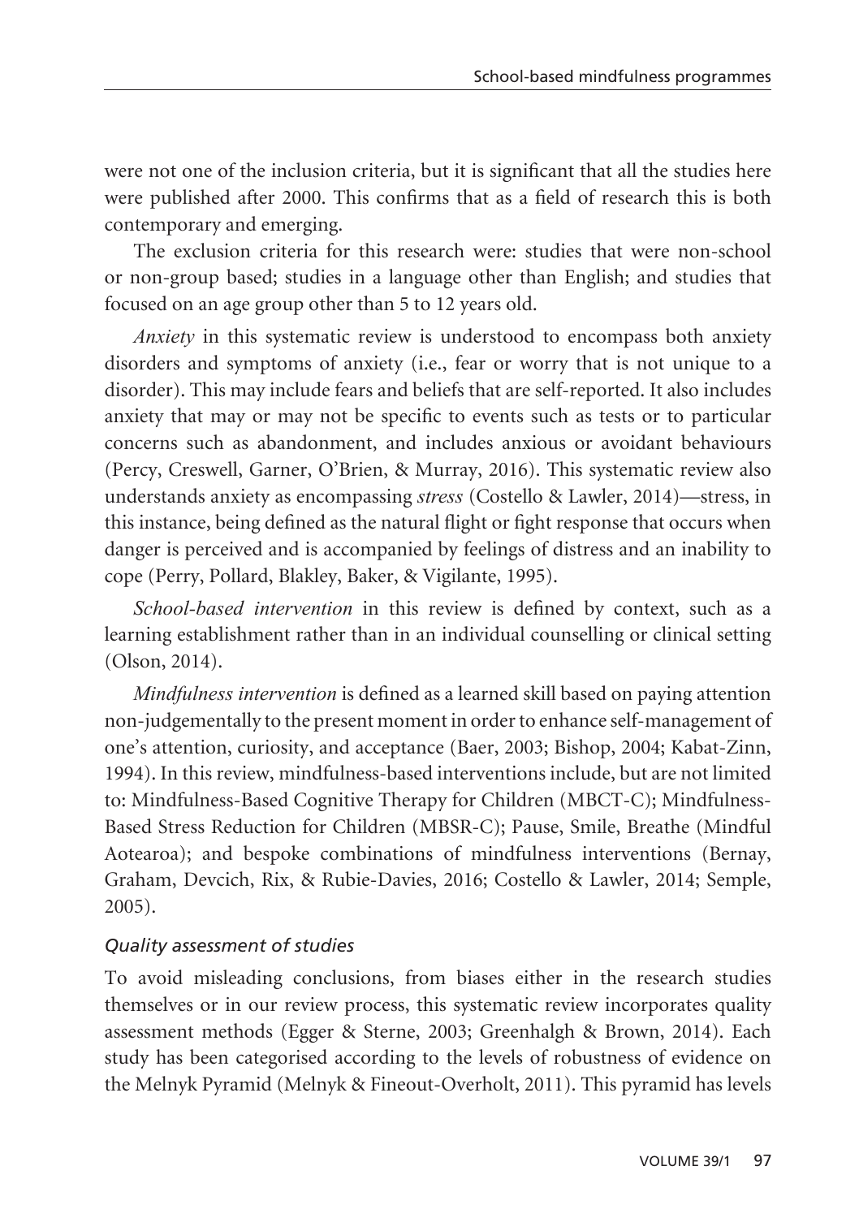were not one of the inclusion criteria, but it is significant that all the studies here were published after 2000. This confirms that as a field of research this is both contemporary and emerging.

The exclusion criteria for this research were: studies that were non-school or non-group based; studies in a language other than English; and studies that focused on an age group other than 5 to 12 years old.

*Anxiety* in this systematic review is understood to encompass both anxiety disorders and symptoms of anxiety (i.e., fear or worry that is not unique to a disorder). This may include fears and beliefs that are self-reported. It also includes anxiety that may or may not be specific to events such as tests or to particular concerns such as abandonment, and includes anxious or avoidant behaviours (Percy, Creswell, Garner, O'Brien, & Murray, 2016). This systematic review also understands anxiety as encompassing *stress* (Costello & Lawler, 2014)—stress, in this instance, being defined as the natural flight or fight response that occurs when danger is perceived and is accompanied by feelings of distress and an inability to cope (Perry, Pollard, Blakley, Baker, & Vigilante, 1995).

*School-based intervention* in this review is defined by context, such as a learning establishment rather than in an individual counselling or clinical setting (Olson, 2014).

*Mindfulness intervention* is defined as a learned skill based on paying attention non-judgementally to the present moment in order to enhance self-management of one's attention, curiosity, and acceptance (Baer, 2003; Bishop, 2004; Kabat-Zinn, 1994). In this review, mindfulness-based interventions include, but are not limited to: Mindfulness-Based Cognitive Therapy for Children (MBCT-C); Mindfulness-Based Stress Reduction for Children (MBSR-C); Pause, Smile, Breathe (Mindful Aotearoa); and bespoke combinations of mindfulness interventions (Bernay, Graham, Devcich, Rix, & Rubie-Davies, 2016; Costello & Lawler, 2014; Semple, 2005).

### *Quality assessment of studies*

To avoid misleading conclusions, from biases either in the research studies themselves or in our review process, this systematic review incorporates quality assessment methods (Egger & Sterne, 2003; Greenhalgh & Brown, 2014). Each study has been categorised according to the levels of robustness of evidence on the Melnyk Pyramid (Melnyk & Fineout-Overholt, 2011). This pyramid has levels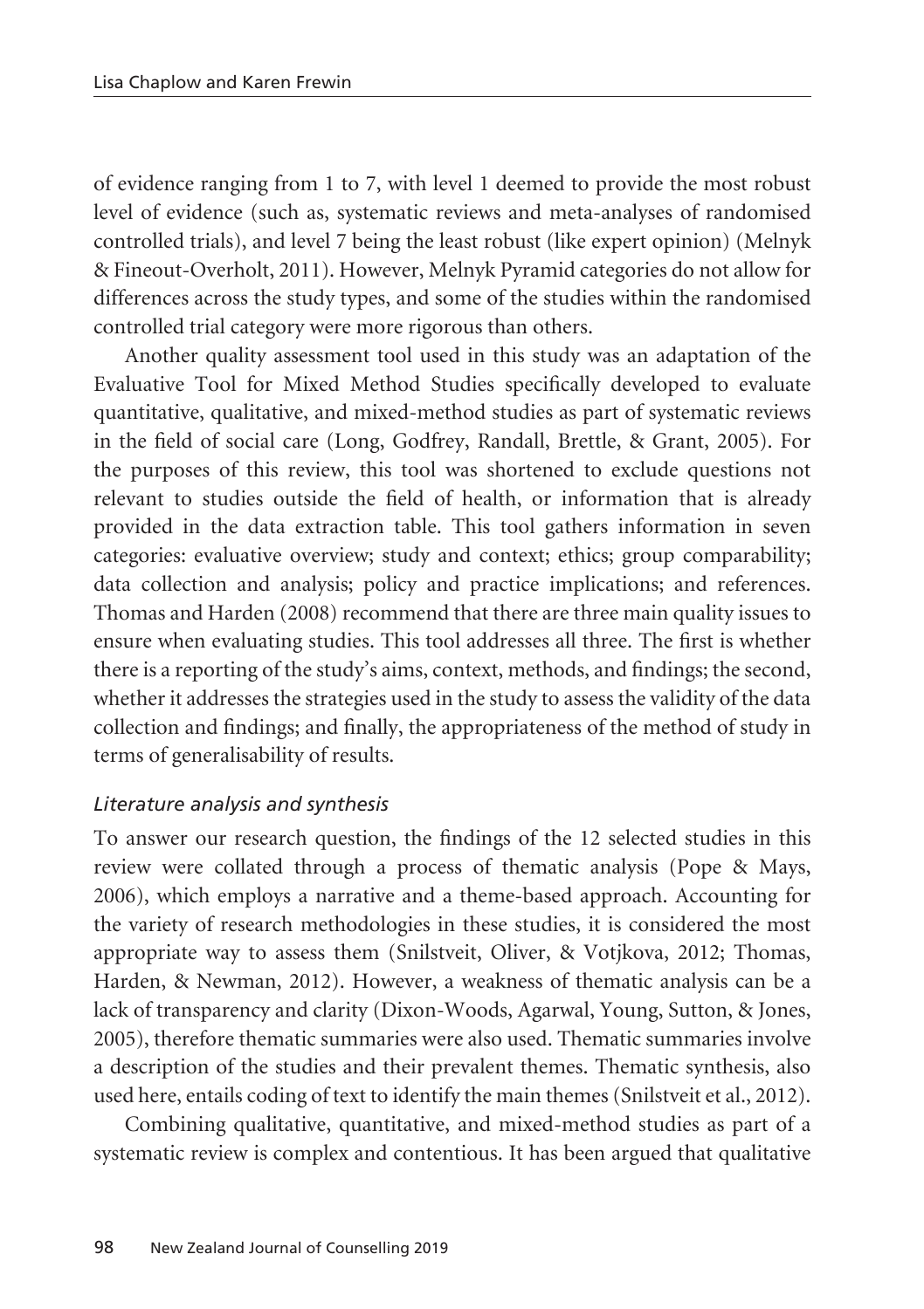of evidence ranging from 1 to 7, with level 1 deemed to provide the most robust level of evidence (such as, systematic reviews and meta-analyses of randomised controlled trials), and level 7 being the least robust (like expert opinion) (Melnyk & Fineout-Overholt, 2011). However, Melnyk Pyramid categories do not allow for differences across the study types, and some of the studies within the randomised controlled trial category were more rigorous than others.

Another quality assessment tool used in this study was an adaptation of the Evaluative Tool for Mixed Method Studies specifically developed to evaluate quantitative, qualitative, and mixed-method studies as part of systematic reviews in the field of social care (Long, Godfrey, Randall, Brettle, & Grant, 2005). For the purposes of this review, this tool was shortened to exclude questions not relevant to studies outside the field of health, or information that is already provided in the data extraction table. This tool gathers information in seven categories: evaluative overview; study and context; ethics; group comparability; data collection and analysis; policy and practice implications; and references. Thomas and Harden (2008) recommend that there are three main quality issues to ensure when evaluating studies. This tool addresses all three. The first is whether there is a reporting of the study's aims, context, methods, and findings; the second, whether it addresses the strategies used in the study to assess the validity of the data collection and findings; and finally, the appropriateness of the method of study in terms of generalisability of results.

### *Literature analysis and synthesis*

To answer our research question, the findings of the 12 selected studies in this review were collated through a process of thematic analysis (Pope & Mays, 2006), which employs a narrative and a theme-based approach. Accounting for the variety of research methodologies in these studies, it is considered the most appropriate way to assess them (Snilstveit, Oliver, & Votjkova, 2012; Thomas, Harden, & Newman, 2012). However, a weakness of thematic analysis can be a lack of transparency and clarity (Dixon-Woods, Agarwal, Young, Sutton, & Jones, 2005), therefore thematic summaries were also used. Thematic summaries involve a description of the studies and their prevalent themes. Thematic synthesis, also used here, entails coding of text to identify the main themes (Snilstveit et al., 2012).

Combining qualitative, quantitative, and mixed-method studies as part of a systematic review is complex and contentious. It has been argued that qualitative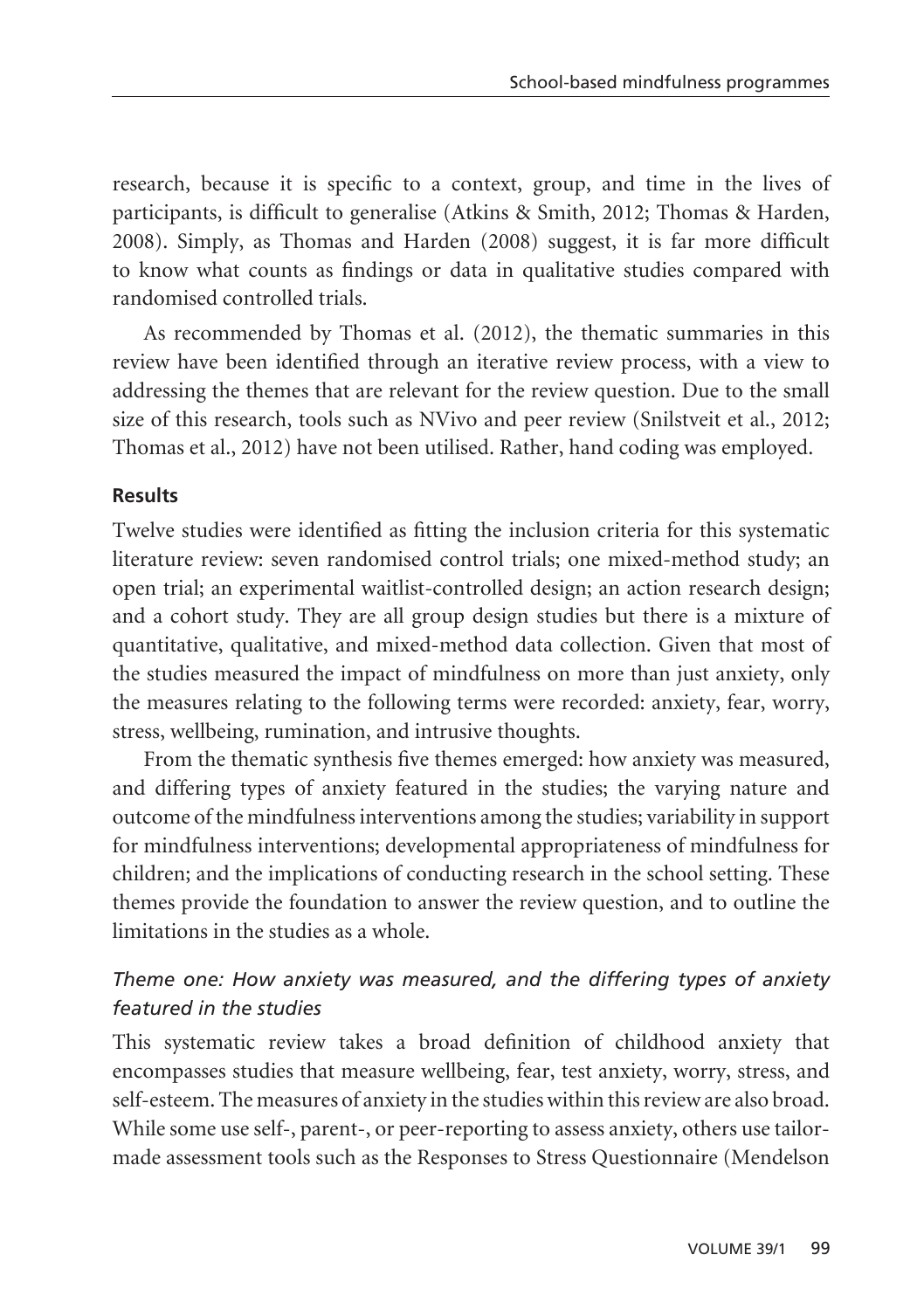research, because it is specific to a context, group, and time in the lives of participants, is difficult to generalise (Atkins & Smith, 2012; Thomas & Harden, 2008). Simply, as Thomas and Harden (2008) suggest, it is far more difficult to know what counts as findings or data in qualitative studies compared with randomised controlled trials.

As recommended by Thomas et al. (2012), the thematic summaries in this review have been identified through an iterative review process, with a view to addressing the themes that are relevant for the review question. Due to the small size of this research, tools such as NVivo and peer review (Snilstveit et al., 2012; Thomas et al., 2012) have not been utilised. Rather, hand coding was employed.

## Results

Twelve studies were identified as fitting the inclusion criteria for this systematic literature review: seven randomised control trials; one mixed-method study; an open trial; an experimental waitlist-controlled design; an action research design; and a cohort study. They are all group design studies but there is a mixture of quantitative, qualitative, and mixed-method data collection. Given that most of the studies measured the impact of mindfulness on more than just anxiety, only the measures relating to the following terms were recorded: anxiety, fear, worry, stress, wellbeing, rumination, and intrusive thoughts.

From the thematic synthesis five themes emerged: how anxiety was measured, and differing types of anxiety featured in the studies; the varying nature and outcome of the mindfulness interventions among the studies; variability in support for mindfulness interventions; developmental appropriateness of mindfulness for children; and the implications of conducting research in the school setting. These themes provide the foundation to answer the review question, and to outline the limitations in the studies as a whole.

### *Theme one: How anxiety was measured, and the differing types of anxiety featured in the studies*

This systematic review takes a broad definition of childhood anxiety that encompasses studies that measure wellbeing, fear, test anxiety, worry, stress, and self-esteem. The measures of anxiety in the studies within this review are also broad. While some use self-, parent-, or peer-reporting to assess anxiety, others use tailor-made assessment tools such as the Responses to Stress Questionnaire (Mendelson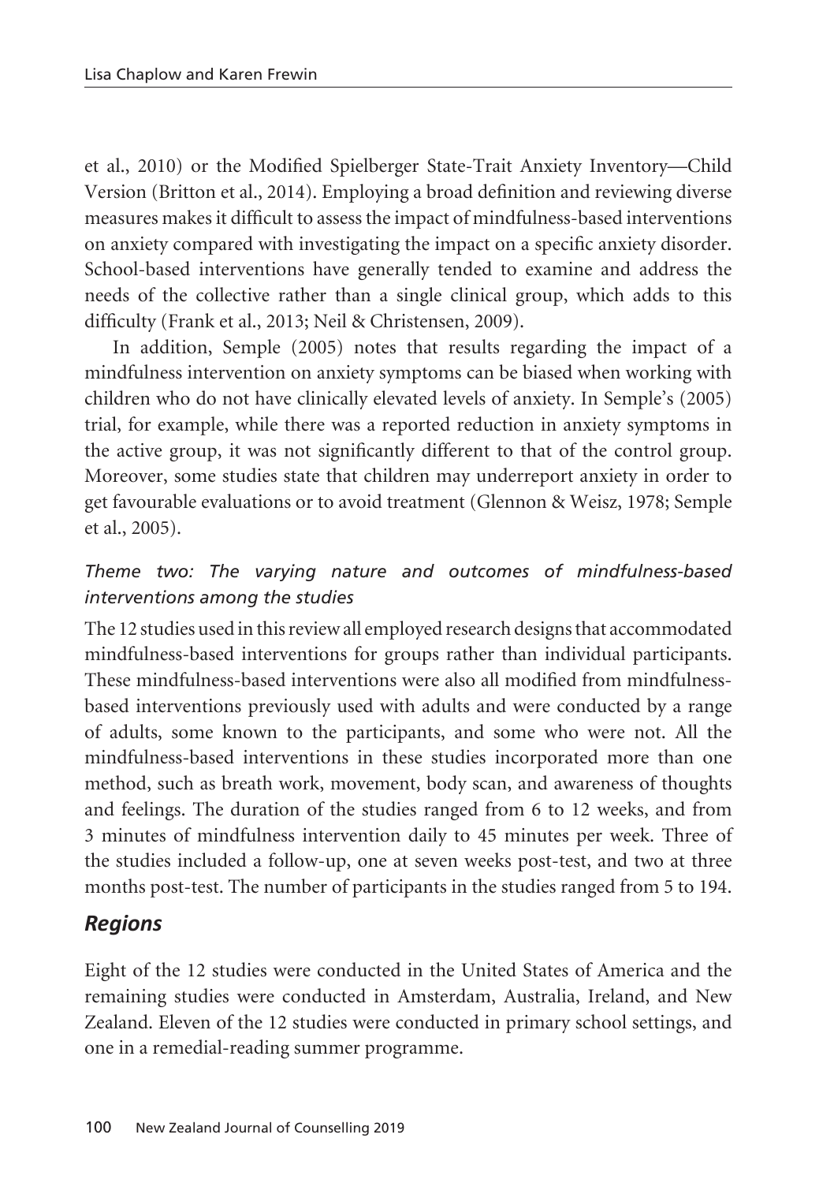et al., 2010) or the Modified Spielberger State-Trait Anxiety Inventory—Child Version (Britton et al., 2014). Employing a broad definition and reviewing diverse measures makes it difficult to assess the impact of mindfulness-based interventions on anxiety compared with investigating the impact on a specific anxiety disorder. School-based interventions have generally tended to examine and address the needs of the collective rather than a single clinical group, which adds to this difficulty (Frank et al., 2013; Neil & Christensen, 2009).

In addition, Semple (2005) notes that results regarding the impact of a mindfulness intervention on anxiety symptoms can be biased when working with children who do not have clinically elevated levels of anxiety. In Semple's (2005) trial, for example, while there was a reported reduction in anxiety symptoms in the active group, it was not significantly different to that of the control group. Moreover, some studies state that children may underreport anxiety in order to get favourable evaluations or to avoid treatment (Glennon & Weisz, 1978; Semple et al., 2005).

### *Theme two: The varying nature and outcomes of mindfulness-based interventions among the studies*

The 12 studies used in this review all employed research designs that accommodated mindfulness-based interventions for groups rather than individual participants. These mindfulness-based interventions were also all modified from mindfulness-based interventions previously used with adults and were conducted by a range of adults, some known to the participants, and some who were not. All the mindfulness-based interventions in these studies incorporated more than one method, such as breath work, movement, body scan, and awareness of thoughts and feelings. The duration of the studies ranged from 6 to 12 weeks, and from 3 minutes of mindfulness intervention daily to 45 minutes per week. Three of the studies included a follow-up, one at seven weeks post-test, and two at three months post-test. The number of participants in the studies ranged from 5 to 194.

## *Regions*

Eight of the 12 studies were conducted in the United States of America and the remaining studies were conducted in Amsterdam, Australia, Ireland, and New Zealand. Eleven of the 12 studies were conducted in primary school settings, and one in a remedial-reading summer programme.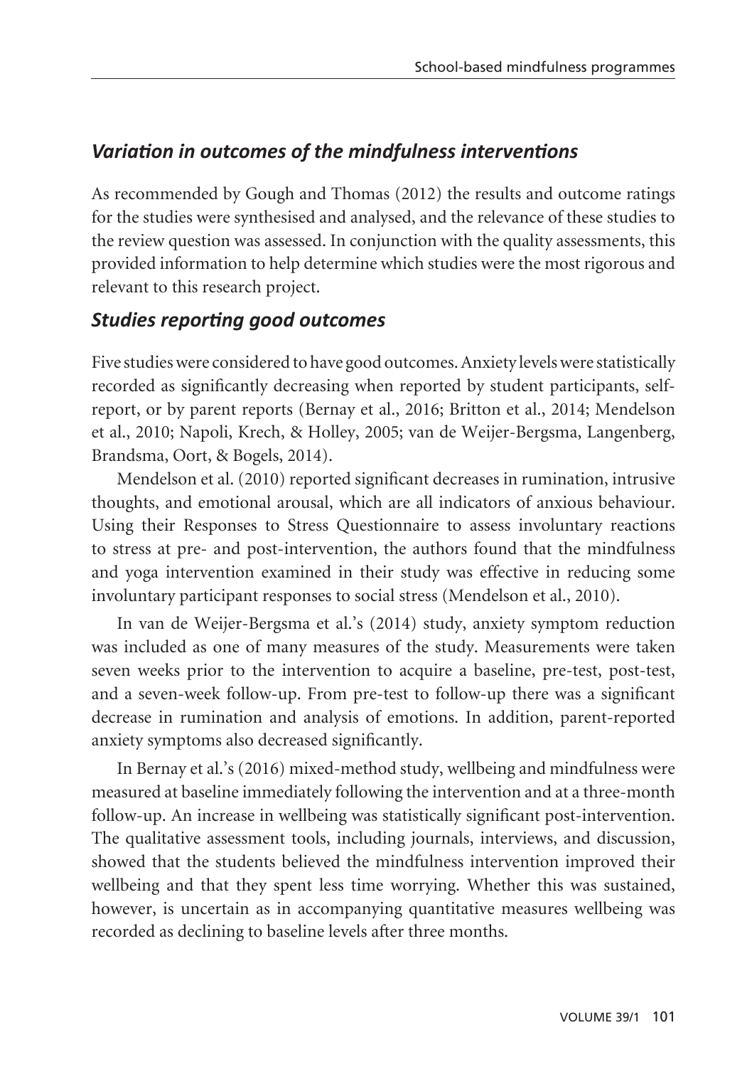## *Variation in outcomes of the mindfulness interventions*

As recommended by Gough and Thomas (2012) the results and outcome ratings for the studies were synthesised and analysed, and the relevance of these studies to the review question was assessed. In conjunction with the quality assessments, this provided information to help determine which studies were the most rigorous and relevant to this research project.

## *Studies reporting good outcomes*

Five studies were considered to have good outcomes. Anxiety levels were statistically recorded as significantly decreasing when reported by student participants, self-report, or by parent reports (Bernay et al., 2016; Britton et al., 2014; Mendelson et al., 2010; Napoli, Krech, & Holley, 2005; van de Weijer-Bergsma, Langenberg, Brandsma, Oort, & Bogels, 2014).

Mendelson et al. (2010) reported significant decreases in rumination, intrusive thoughts, and emotional arousal, which are all indicators of anxious behaviour. Using their Responses to Stress Questionnaire to assess involuntary reactions to stress at pre- and post-intervention, the authors found that the mindfulness and yoga intervention examined in their study was effective in reducing some involuntary participant responses to social stress (Mendelson et al., 2010).

In van de Weijer-Bergsma et al.'s (2014) study, anxiety symptom reduction was included as one of many measures of the study. Measurements were taken seven weeks prior to the intervention to acquire a baseline, pre-test, post-test, and a seven-week follow-up. From pre-test to follow-up there was a significant decrease in rumination and analysis of emotions. In addition, parent-reported anxiety symptoms also decreased significantly.

In Bernay et al.'s (2016) mixed-method study, wellbeing and mindfulness were measured at baseline immediately following the intervention and at a three-month follow-up. An increase in wellbeing was statistically significant post-intervention. The qualitative assessment tools, including journals, interviews, and discussion, showed that the students believed the mindfulness intervention improved their wellbeing and that they spent less time worrying. Whether this was sustained, however, is uncertain as in accompanying quantitative measures wellbeing was recorded as declining to baseline levels after three months.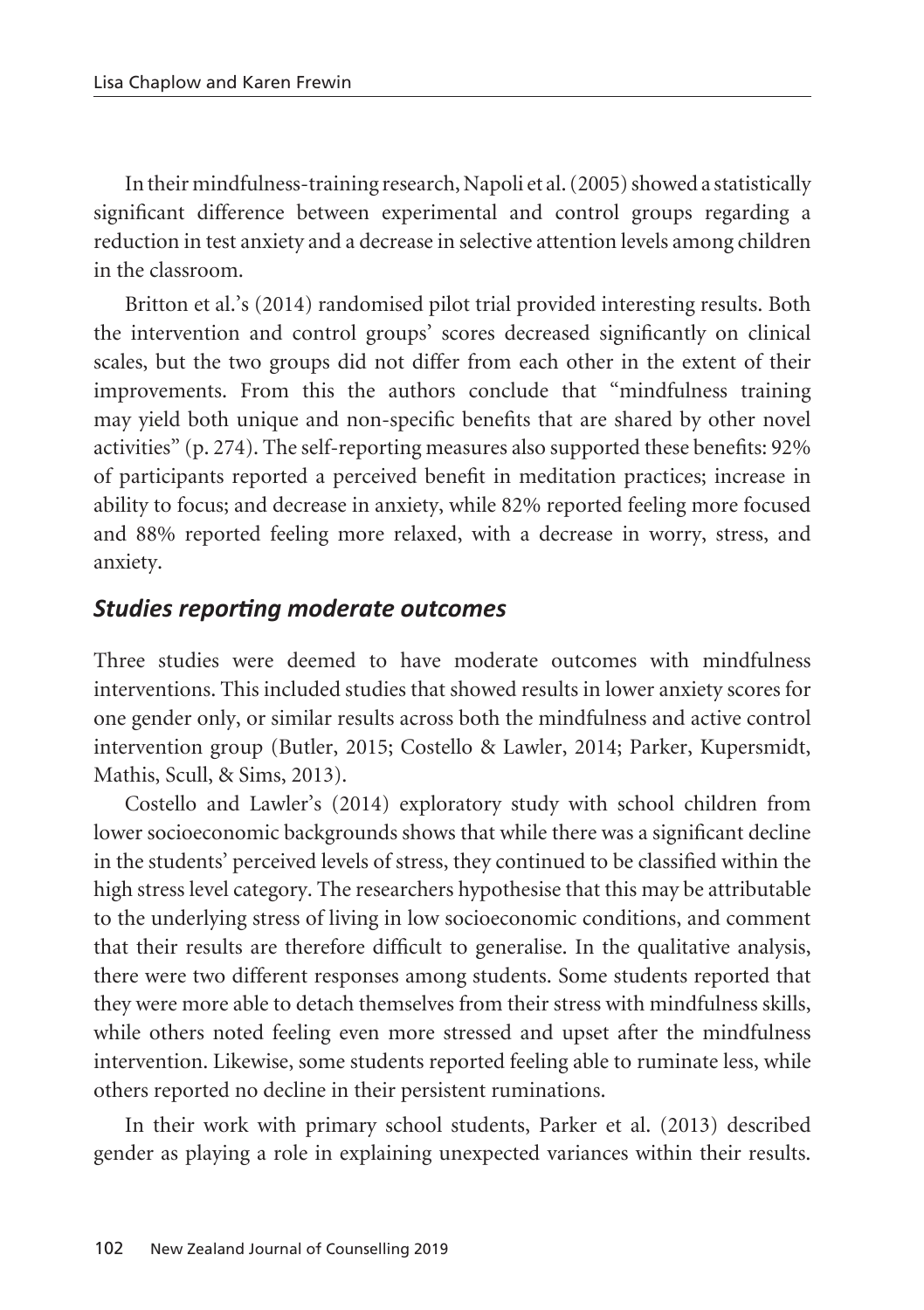In their mindfulness-training research, Napoli et al. (2005) showed a statistically significant difference between experimental and control groups regarding a reduction in test anxiety and a decrease in selective attention levels among children in the classroom.

Britton et al.'s (2014) randomised pilot trial provided interesting results. Both the intervention and control groups' scores decreased significantly on clinical scales, but the two groups did not differ from each other in the extent of their improvements. From this the authors conclude that "mindfulness training may yield both unique and non-specific benefits that are shared by other novel activities" (p. 274). The self-reporting measures also supported these benefits: 92% of participants reported a perceived benefit in meditation practices; increase in ability to focus; and decrease in anxiety, while 82% reported feeling more focused and 88% reported feeling more relaxed, with a decrease in worry, stress, and anxiety.

### *Studies reporting moderate outcomes*

Three studies were deemed to have moderate outcomes with mindfulness interventions. This included studies that showed results in lower anxiety scores for one gender only, or similar results across both the mindfulness and active control intervention group (Butler, 2015; Costello & Lawler, 2014; Parker, Kupersmidt, Mathis, Scull, & Sims, 2013).

Costello and Lawler's (2014) exploratory study with school children from lower socioeconomic backgrounds shows that while there was a significant decline in the students' perceived levels of stress, they continued to be classified within the high stress level category. The researchers hypothesise that this may be attributable to the underlying stress of living in low socioeconomic conditions, and comment that their results are therefore difficult to generalise. In the qualitative analysis, there were two different responses among students. Some students reported that they were more able to detach themselves from their stress with mindfulness skills, while others noted feeling even more stressed and upset after the mindfulness intervention. Likewise, some students reported feeling able to ruminate less, while others reported no decline in their persistent ruminations.

In their work with primary school students, Parker et al. (2013) described gender as playing a role in explaining unexpected variances within their results.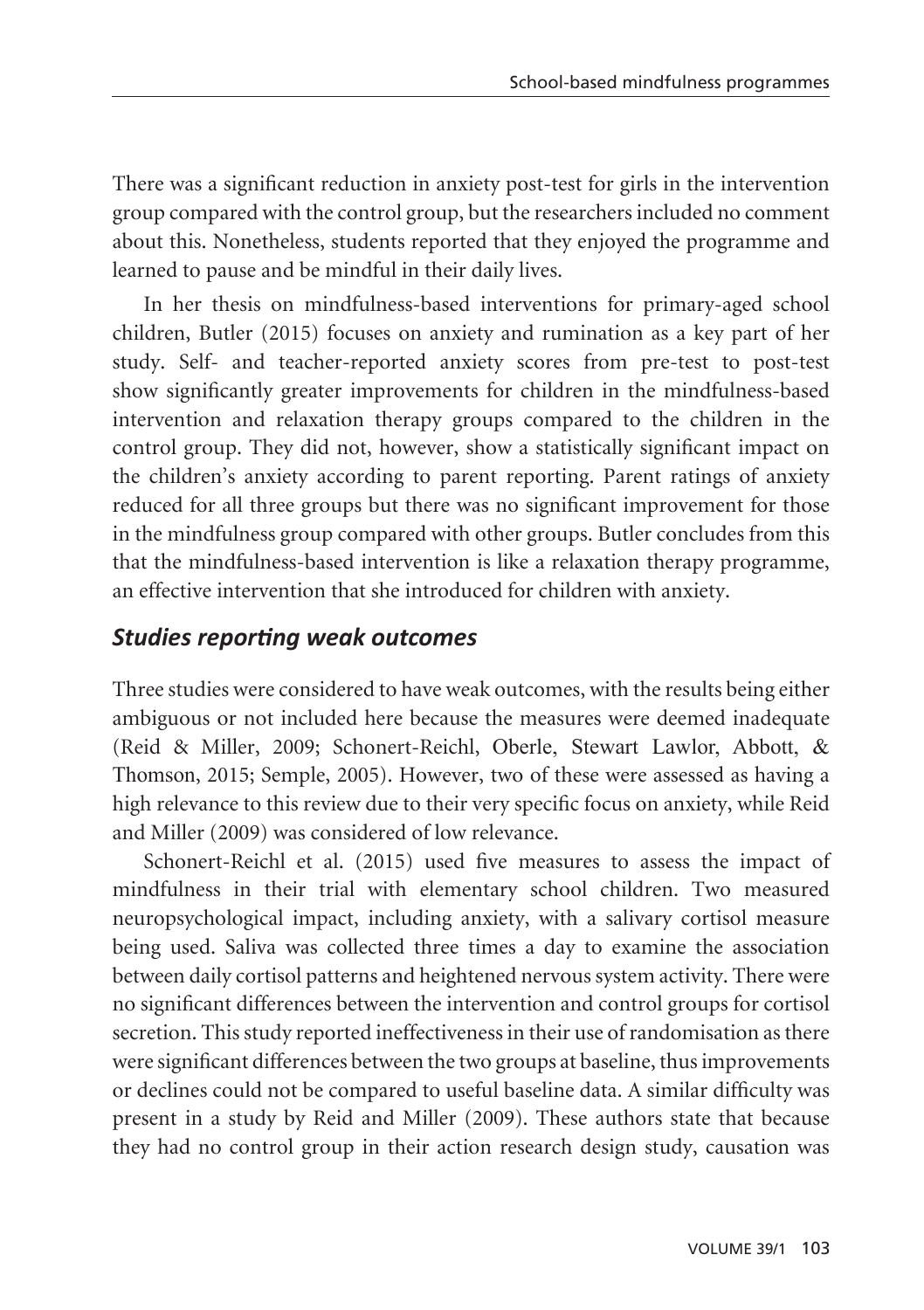There was a significant reduction in anxiety post-test for girls in the intervention group compared with the control group, but the researchers included no comment about this. Nonetheless, students reported that they enjoyed the programme and learned to pause and be mindful in their daily lives.

In her thesis on mindfulness-based interventions for primary-aged school children, Butler (2015) focuses on anxiety and rumination as a key part of her study. Self- and teacher-reported anxiety scores from pre-test to post-test show significantly greater improvements for children in the mindfulness-based intervention and relaxation therapy groups compared to the children in the control group. They did not, however, show a statistically significant impact on the children's anxiety according to parent reporting. Parent ratings of anxiety reduced for all three groups but there was no significant improvement for those in the mindfulness group compared with other groups. Butler concludes from this that the mindfulness-based intervention is like a relaxation therapy programme, an effective intervention that she introduced for children with anxiety.

## *Studies reporting weak outcomes*

Three studies were considered to have weak outcomes, with the results being either ambiguous or not included here because the measures were deemed inadequate (Reid & Miller, 2009; Schonert-Reichl, Oberle, Stewart Lawlor, Abbott, & Thomson, 2015; Semple, 2005). However, two of these were assessed as having a high relevance to this review due to their very specific focus on anxiety, while Reid and Miller (2009) was considered of low relevance.

Schonert-Reichl et al. (2015) used five measures to assess the impact of mindfulness in their trial with elementary school children. Two measured neuropsychological impact, including anxiety, with a salivary cortisol measure being used. Saliva was collected three times a day to examine the association between daily cortisol patterns and heightened nervous system activity. There were no significant differences between the intervention and control groups for cortisol secretion. This study reported ineffectiveness in their use of randomisation as there were significant differences between the two groups at baseline, thus improvements or declines could not be compared to useful baseline data. A similar difficulty was present in a study by Reid and Miller (2009). These authors state that because they had no control group in their action research design study, causation was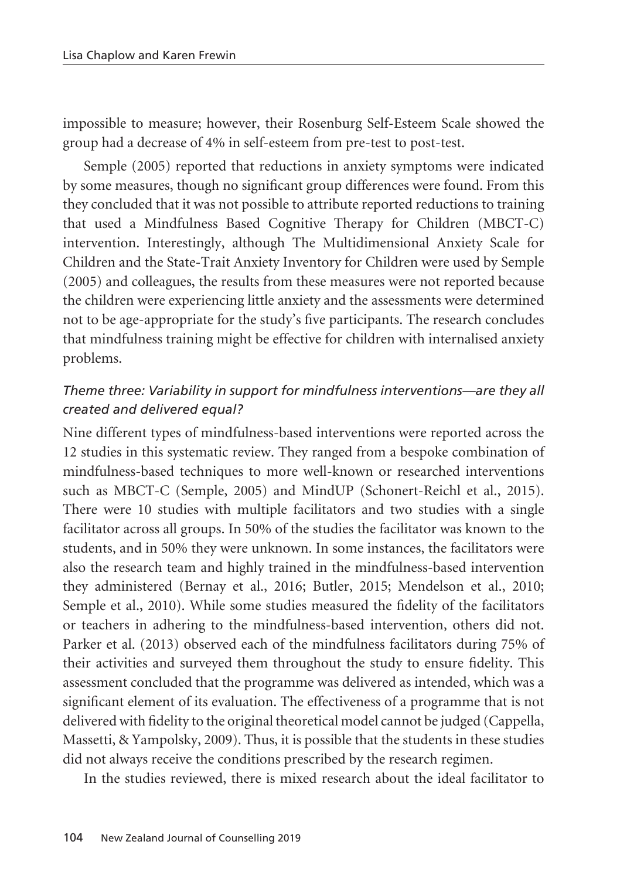impossible to measure; however, their Rosenburg Self-Esteem Scale showed the group had a decrease of 4% in self-esteem from pre-test to post-test.

Semple (2005) reported that reductions in anxiety symptoms were indicated by some measures, though no significant group differences were found. From this they concluded that it was not possible to attribute reported reductions to training that used a Mindfulness Based Cognitive Therapy for Children (MBCT-C) intervention. Interestingly, although The Multidimensional Anxiety Scale for Children and the State-Trait Anxiety Inventory for Children were used by Semple (2005) and colleagues, the results from these measures were not reported because the children were experiencing little anxiety and the assessments were determined not to be age-appropriate for the study's five participants. The research concludes that mindfulness training might be effective for children with internalised anxiety problems.

### *Theme three: Variability in support for mindfulness interventions—are they all created and delivered equal?*

Nine different types of mindfulness-based interventions were reported across the 12 studies in this systematic review. They ranged from a bespoke combination of mindfulness-based techniques to more well-known or researched interventions such as MBCT-C (Semple, 2005) and MindUP (Schonert-Reichl et al., 2015). There were 10 studies with multiple facilitators and two studies with a single facilitator across all groups. In 50% of the studies the facilitator was known to the students, and in 50% they were unknown. In some instances, the facilitators were also the research team and highly trained in the mindfulness-based intervention they administered (Bernay et al., 2016; Butler, 2015; Mendelson et al., 2010; Semple et al., 2010). While some studies measured the fidelity of the facilitators or teachers in adhering to the mindfulness-based intervention, others did not. Parker et al. (2013) observed each of the mindfulness facilitators during 75% of their activities and surveyed them throughout the study to ensure fidelity. This assessment concluded that the programme was delivered as intended, which was a significant element of its evaluation. The effectiveness of a programme that is not delivered with fidelity to the original theoretical model cannot be judged (Cappella, Massetti, & Yampolsky, 2009). Thus, it is possible that the students in these studies did not always receive the conditions prescribed by the research regimen.

In the studies reviewed, there is mixed research about the ideal facilitator to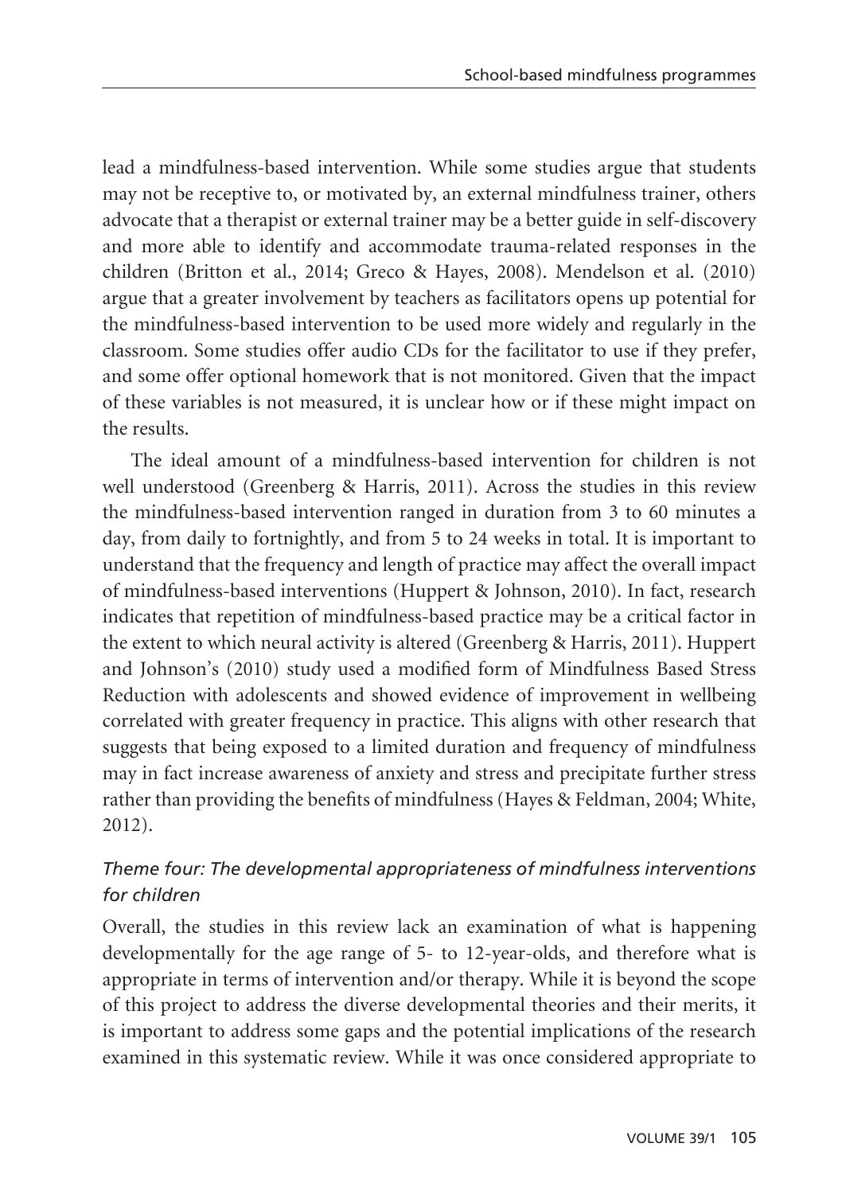lead a mindfulness-based intervention. While some studies argue that students may not be receptive to, or motivated by, an external mindfulness trainer, others advocate that a therapist or external trainer may be a better guide in self-discovery and more able to identify and accommodate trauma-related responses in the children (Britton et al., 2014; Greco & Hayes, 2008). Mendelson et al. (2010) argue that a greater involvement by teachers as facilitators opens up potential for the mindfulness-based intervention to be used more widely and regularly in the classroom. Some studies offer audio CDs for the facilitator to use if they prefer, and some offer optional homework that is not monitored. Given that the impact of these variables is not measured, it is unclear how or if these might impact on the results.

The ideal amount of a mindfulness-based intervention for children is not well understood (Greenberg & Harris, 2011). Across the studies in this review the mindfulness-based intervention ranged in duration from 3 to 60 minutes a day, from daily to fortnightly, and from 5 to 24 weeks in total. It is important to understand that the frequency and length of practice may affect the overall impact of mindfulness-based interventions (Huppert & Johnson, 2010). In fact, research indicates that repetition of mindfulness-based practice may be a critical factor in the extent to which neural activity is altered (Greenberg & Harris, 2011). Huppert and Johnson's (2010) study used a modified form of Mindfulness Based Stress Reduction with adolescents and showed evidence of improvement in wellbeing correlated with greater frequency in practice. This aligns with other research that suggests that being exposed to a limited duration and frequency of mindfulness may in fact increase awareness of anxiety and stress and precipitate further stress rather than providing the benefits of mindfulness (Hayes & Feldman, 2004; White, 2012).

### *Theme four: The developmental appropriateness of mindfulness interventions for children*

Overall, the studies in this review lack an examination of what is happening developmentally for the age range of 5- to 12-year-olds, and therefore what is appropriate in terms of intervention and/or therapy. While it is beyond the scope of this project to address the diverse developmental theories and their merits, it is important to address some gaps and the potential implications of the research examined in this systematic review. While it was once considered appropriate to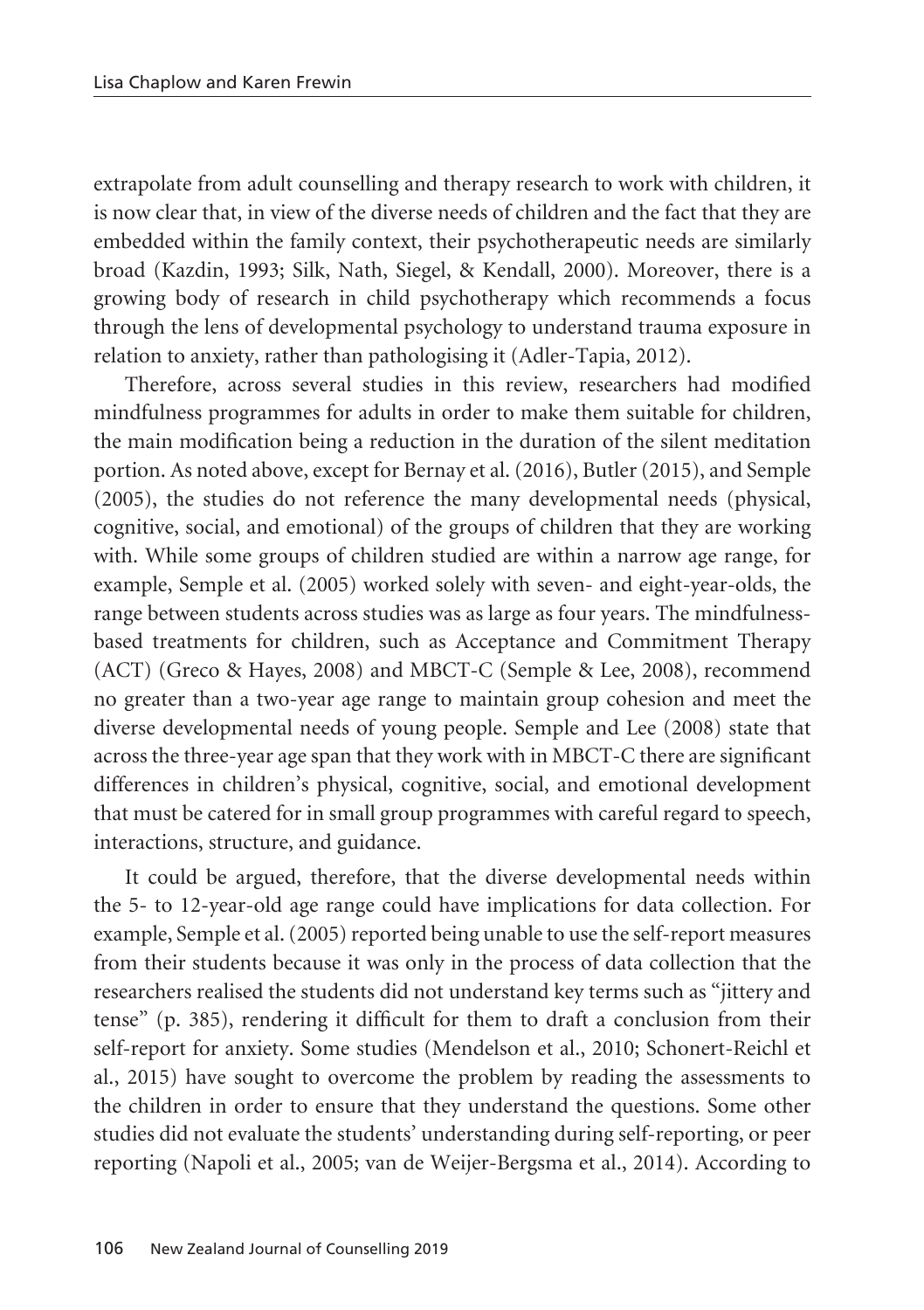extrapolate from adult counselling and therapy research to work with children, it is now clear that, in view of the diverse needs of children and the fact that they are embedded within the family context, their psychotherapeutic needs are similarly broad (Kazdin, 1993; Silk, Nath, Siegel, & Kendall, 2000). Moreover, there is a growing body of research in child psychotherapy which recommends a focus through the lens of developmental psychology to understand trauma exposure in relation to anxiety, rather than pathologising it (Adler-Tapia, 2012).

Therefore, across several studies in this review, researchers had modified mindfulness programmes for adults in order to make them suitable for children, the main modification being a reduction in the duration of the silent meditation portion. As noted above, except for Bernay et al. (2016), Butler (2015), and Semple (2005), the studies do not reference the many developmental needs (physical, cognitive, social, and emotional) of the groups of children that they are working with. While some groups of children studied are within a narrow age range, for example, Semple et al. (2005) worked solely with seven- and eight-year-olds, the range between students across studies was as large as four years. The mindfulness-based treatments for children, such as Acceptance and Commitment Therapy (ACT) (Greco & Hayes, 2008) and MBCT-C (Semple & Lee, 2008), recommend no greater than a two-year age range to maintain group cohesion and meet the diverse developmental needs of young people. Semple and Lee (2008) state that across the three-year age span that they work with in MBCT-C there are significant differences in children's physical, cognitive, social, and emotional development that must be catered for in small group programmes with careful regard to speech, interactions, structure, and guidance.

It could be argued, therefore, that the diverse developmental needs within the 5- to 12-year-old age range could have implications for data collection. For example, Semple et al. (2005) reported being unable to use the self-report measures from their students because it was only in the process of data collection that the researchers realised the students did not understand key terms such as "jittery and tense" (p. 385), rendering it difficult for them to draft a conclusion from their self-report for anxiety. Some studies (Mendelson et al., 2010; Schonert-Reichl et al., 2015) have sought to overcome the problem by reading the assessments to the children in order to ensure that they understand the questions. Some other studies did not evaluate the students' understanding during self-reporting, or peer reporting (Napoli et al., 2005; van de Weijer-Bergsma et al., 2014). According to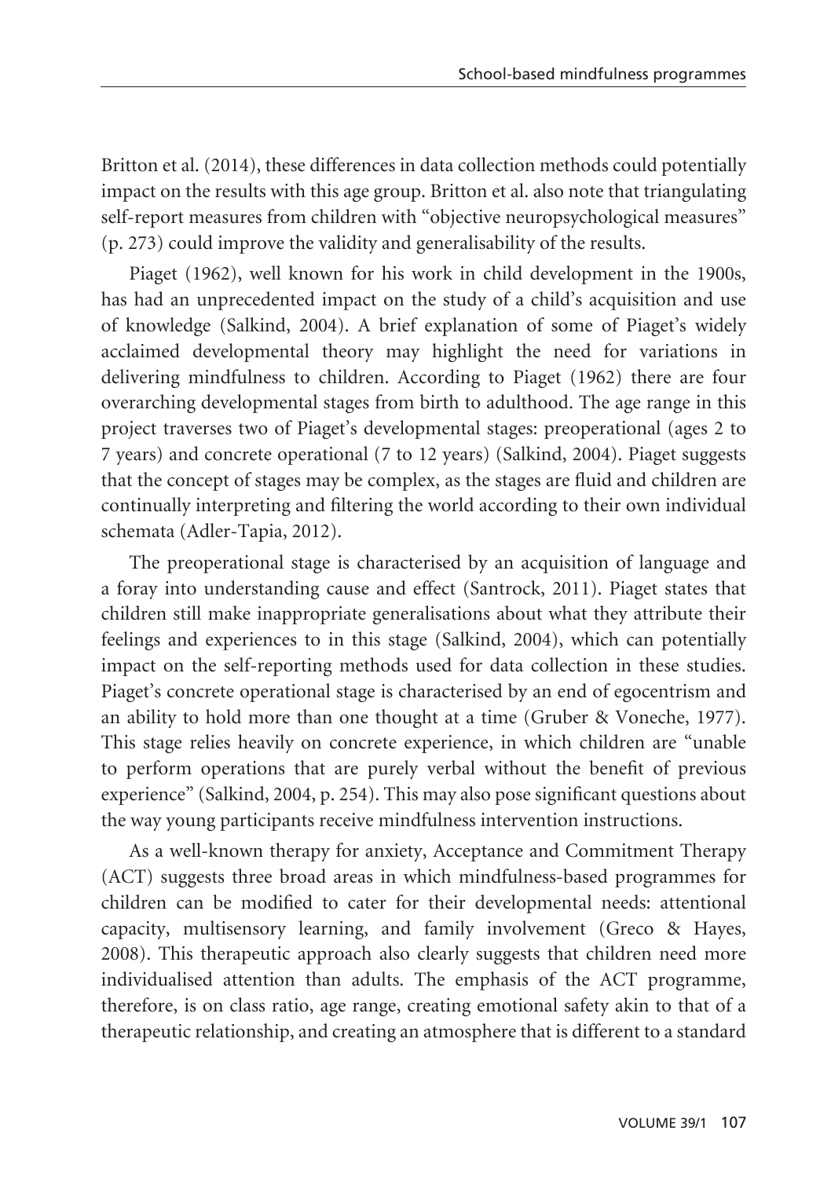Britton et al. (2014), these differences in data collection methods could potentially impact on the results with this age group. Britton et al. also note that triangulating self-report measures from children with "objective neuropsychological measures" (p. 273) could improve the validity and generalisability of the results.

Piaget (1962), well known for his work in child development in the 1900s, has had an unprecedented impact on the study of a child's acquisition and use of knowledge (Salkind, 2004). A brief explanation of some of Piaget's widely acclaimed developmental theory may highlight the need for variations in delivering mindfulness to children. According to Piaget (1962) there are four overarching developmental stages from birth to adulthood. The age range in this project traverses two of Piaget's developmental stages: preoperational (ages 2 to 7 years) and concrete operational (7 to 12 years) (Salkind, 2004). Piaget suggests that the concept of stages may be complex, as the stages are fluid and children are continually interpreting and filtering the world according to their own individual schemata (Adler-Tapia, 2012).

The preoperational stage is characterised by an acquisition of language and a foray into understanding cause and effect (Santrock, 2011). Piaget states that children still make inappropriate generalisations about what they attribute their feelings and experiences to in this stage (Salkind, 2004), which can potentially impact on the self-reporting methods used for data collection in these studies. Piaget's concrete operational stage is characterised by an end of egocentrism and an ability to hold more than one thought at a time (Gruber & Voneche, 1977). This stage relies heavily on concrete experience, in which children are "unable to perform operations that are purely verbal without the benefit of previous experience" (Salkind, 2004, p. 254). This may also pose significant questions about the way young participants receive mindfulness intervention instructions.

As a well-known therapy for anxiety, Acceptance and Commitment Therapy (ACT) suggests three broad areas in which mindfulness-based programmes for children can be modified to cater for their developmental needs: attentional capacity, multisensory learning, and family involvement (Greco & Hayes, 2008). This therapeutic approach also clearly suggests that children need more individualised attention than adults. The emphasis of the ACT programme, therefore, is on class ratio, age range, creating emotional safety akin to that of a therapeutic relationship, and creating an atmosphere that is different to a standard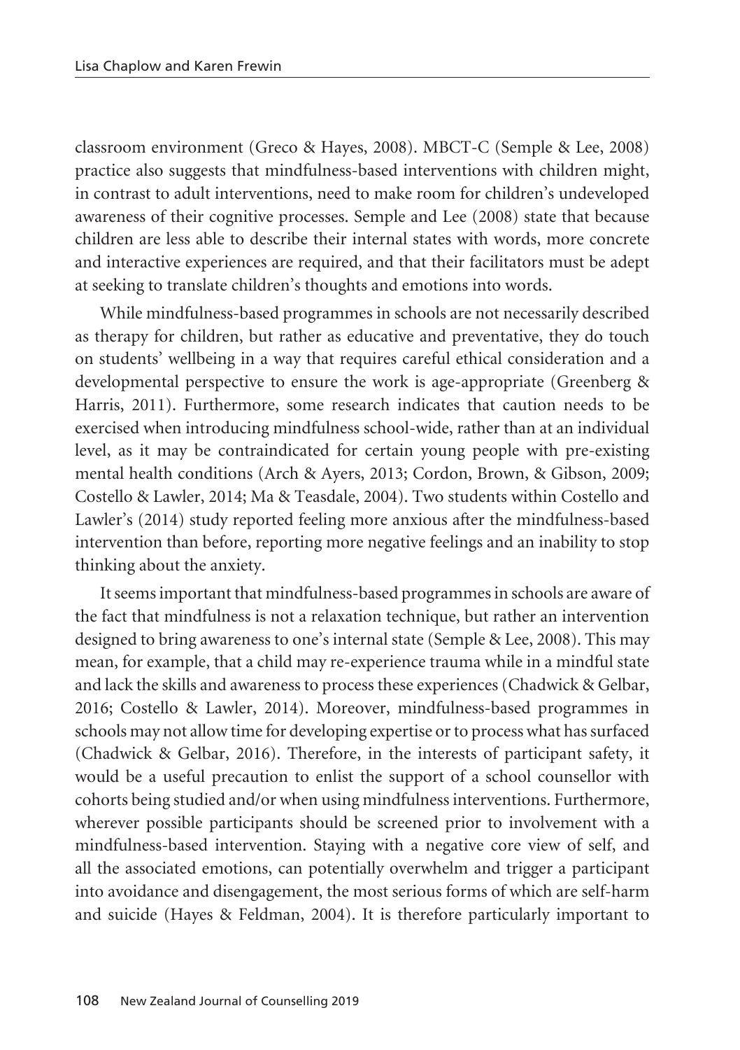classroom environment (Greco & Hayes, 2008). MBCT-C (Semple & Lee, 2008) practice also suggests that mindfulness-based interventions with children might, in contrast to adult interventions, need to make room for children's undeveloped awareness of their cognitive processes. Semple and Lee (2008) state that because children are less able to describe their internal states with words, more concrete and interactive experiences are required, and that their facilitators must be adept at seeking to translate children's thoughts and emotions into words.

While mindfulness-based programmes in schools are not necessarily described as therapy for children, but rather as educative and preventative, they do touch on students' wellbeing in a way that requires careful ethical consideration and a developmental perspective to ensure the work is age-appropriate (Greenberg & Harris, 2011). Furthermore, some research indicates that caution needs to be exercised when introducing mindfulness school-wide, rather than at an individual level, as it may be contraindicated for certain young people with pre-existing mental health conditions (Arch & Ayers, 2013; Cordon, Brown, & Gibson, 2009; Costello & Lawler, 2014; Ma & Teasdale, 2004). Two students within Costello and Lawler's (2014) study reported feeling more anxious after the mindfulness-based intervention than before, reporting more negative feelings and an inability to stop thinking about the anxiety.

It seems important that mindfulness-based programmes in schools are aware of the fact that mindfulness is not a relaxation technique, but rather an intervention designed to bring awareness to one's internal state (Semple & Lee, 2008). This may mean, for example, that a child may re-experience trauma while in a mindful state and lack the skills and awareness to process these experiences (Chadwick & Gelbar, 2016; Costello & Lawler, 2014). Moreover, mindfulness-based programmes in schools may not allow time for developing expertise or to process what has surfaced (Chadwick & Gelbar, 2016). Therefore, in the interests of participant safety, it would be a useful precaution to enlist the support of a school counsellor with cohorts being studied and/or when using mindfulness interventions. Furthermore, wherever possible participants should be screened prior to involvement with a mindfulness-based intervention. Staying with a negative core view of self, and all the associated emotions, can potentially overwhelm and trigger a participant into avoidance and disengagement, the most serious forms of which are self-harm and suicide (Hayes & Feldman, 2004). It is therefore particularly important to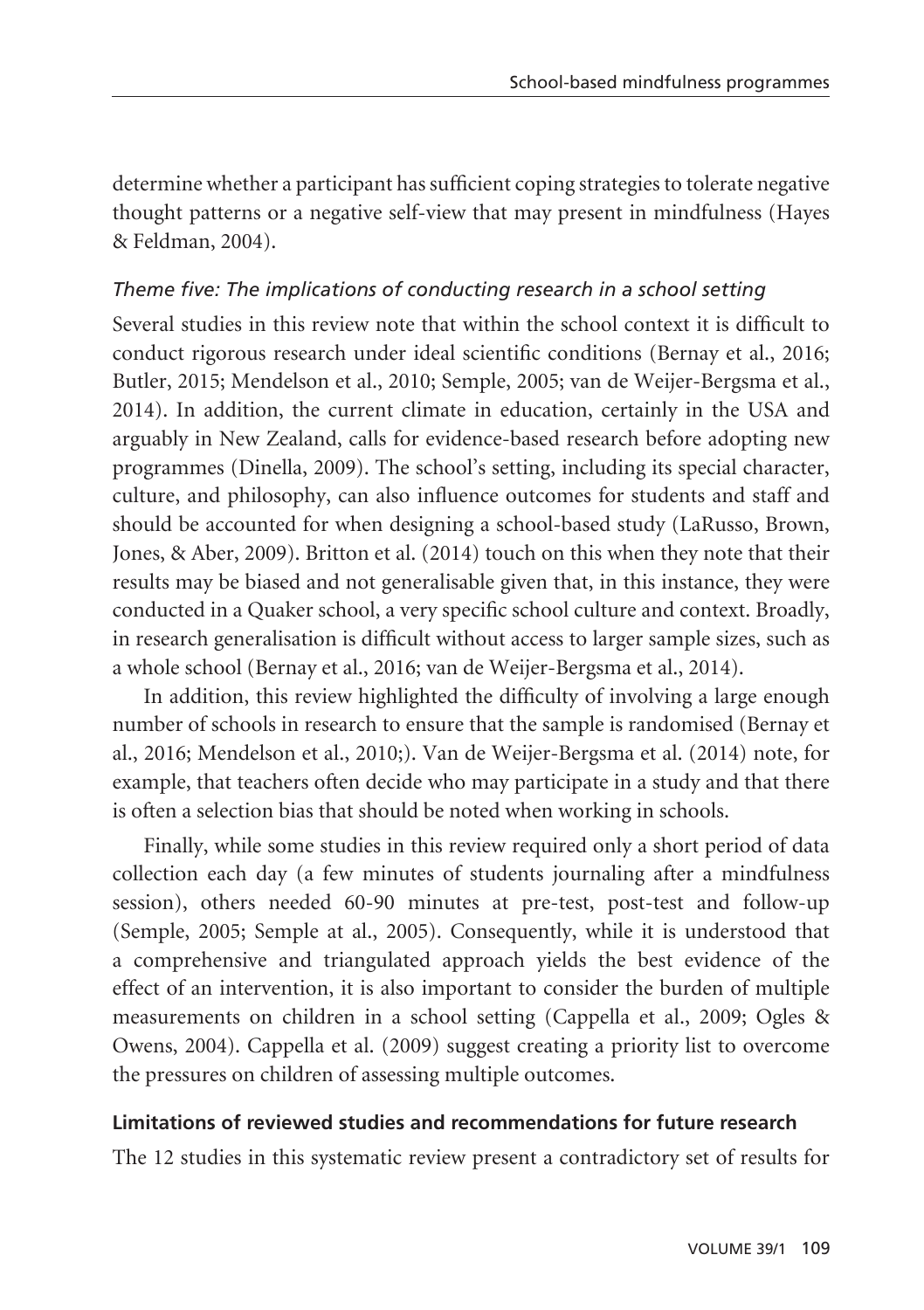determine whether a participant has sufficient coping strategies to tolerate negative thought patterns or a negative self-view that may present in mindfulness (Hayes & Feldman, 2004).

*Theme five: The implications of conducting research in a school setting*

Several studies in this review note that within the school context it is difficult to conduct rigorous research under ideal scientific conditions (Bernay et al., 2016; Butler, 2015; Mendelson et al., 2010; Semple, 2005; van de Weijer-Bergsma et al., 2014). In addition, the current climate in education, certainly in the USA and arguably in New Zealand, calls for evidence-based research before adopting new programmes (Dinella, 2009). The school's setting, including its special character, culture, and philosophy, can also influence outcomes for students and staff and should be accounted for when designing a school-based study (LaRusso, Brown, Jones, & Aber, 2009). Britton et al. (2014) touch on this when they note that their results may be biased and not generalisable given that, in this instance, they were conducted in a Quaker school, a very specific school culture and context. Broadly, in research generalisation is difficult without access to larger sample sizes, such as a whole school (Bernay et al., 2016; van de Weijer-Bergsma et al., 2014).

In addition, this review highlighted the difficulty of involving a large enough number of schools in research to ensure that the sample is randomised (Bernay et al., 2016; Mendelson et al., 2010;). Van de Weijer-Bergsma et al. (2014) note, for example, that teachers often decide who may participate in a study and that there is often a selection bias that should be noted when working in schools.

Finally, while some studies in this review required only a short period of data collection each day (a few minutes of students journaling after a mindfulness session), others needed 60-90 minutes at pre-test, post-test and follow-up (Semple, 2005; Semple at al., 2005). Consequently, while it is understood that a comprehensive and triangulated approach yields the best evidence of the effect of an intervention, it is also important to consider the burden of multiple measurements on children in a school setting (Cappella et al., 2009; Ogles & Owens, 2004). Cappella et al. (2009) suggest creating a priority list to overcome the pressures on children of assessing multiple outcomes.

**Limitations of reviewed studies and recommendations for future research**

The 12 studies in this systematic review present a contradictory set of results for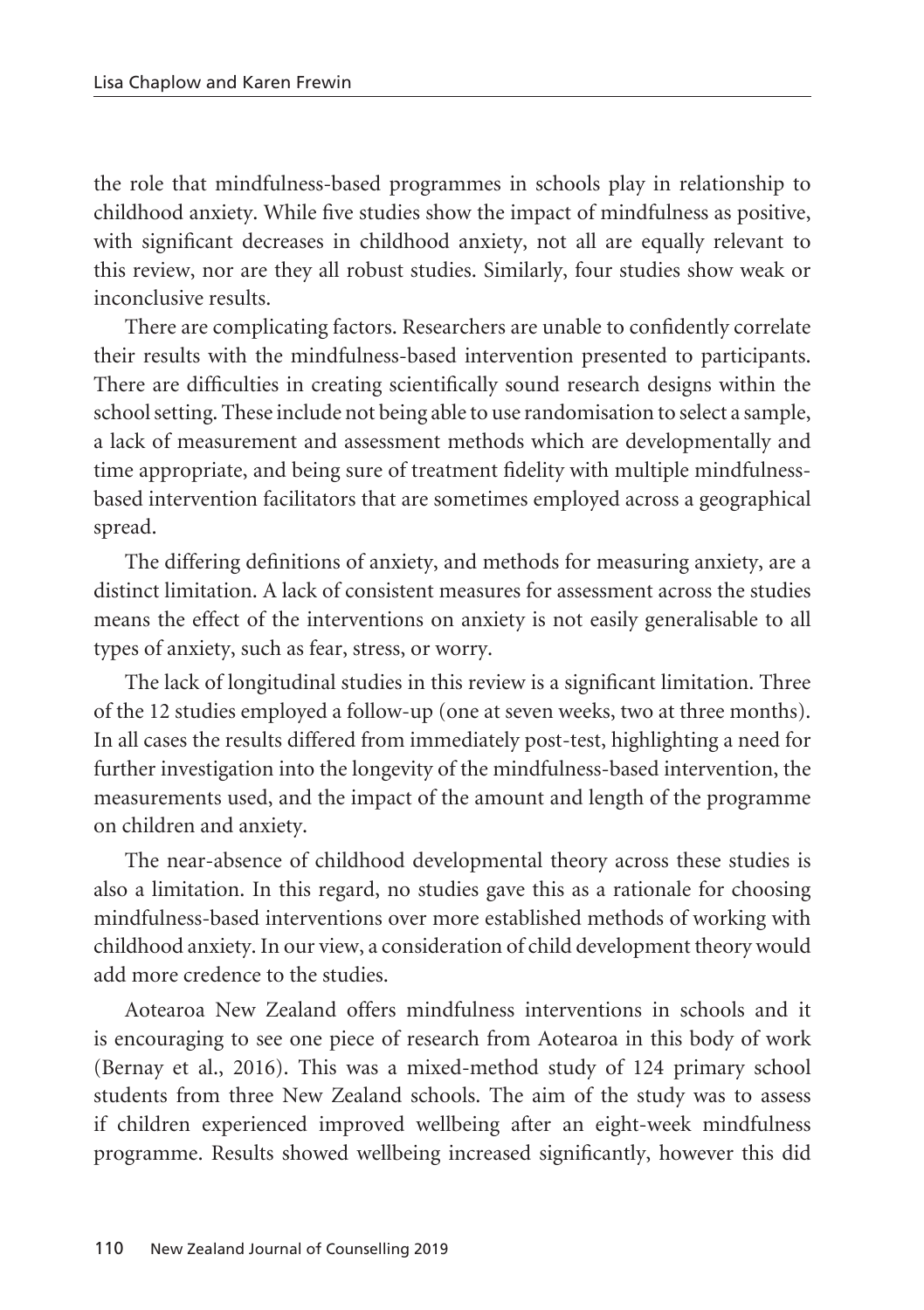the role that mindfulness-based programmes in schools play in relationship to childhood anxiety. While five studies show the impact of mindfulness as positive, with significant decreases in childhood anxiety, not all are equally relevant to this review, nor are they all robust studies. Similarly, four studies show weak or inconclusive results.

There are complicating factors. Researchers are unable to confidently correlate their results with the mindfulness-based intervention presented to participants. There are difficulties in creating scientifically sound research designs within the school setting. These include not being able to use randomisation to select a sample, a lack of measurement and assessment methods which are developmentally and time appropriate, and being sure of treatment fidelity with multiple mindfulness-based intervention facilitators that are sometimes employed across a geographical spread.

The differing definitions of anxiety, and methods for measuring anxiety, are a distinct limitation. A lack of consistent measures for assessment across the studies means the effect of the interventions on anxiety is not easily generalisable to all types of anxiety, such as fear, stress, or worry.

The lack of longitudinal studies in this review is a significant limitation. Three of the 12 studies employed a follow-up (one at seven weeks, two at three months). In all cases the results differed from immediately post-test, highlighting a need for further investigation into the longevity of the mindfulness-based intervention, the measurements used, and the impact of the amount and length of the programme on children and anxiety.

The near-absence of childhood developmental theory across these studies is also a limitation. In this regard, no studies gave this as a rationale for choosing mindfulness-based interventions over more established methods of working with childhood anxiety. In our view, a consideration of child development theory would add more credence to the studies.

Aotearoa New Zealand offers mindfulness interventions in schools and it is encouraging to see one piece of research from Aotearoa in this body of work (Bernay et al., 2016). This was a mixed-method study of 124 primary school students from three New Zealand schools. The aim of the study was to assess if children experienced improved wellbeing after an eight-week mindfulness programme. Results showed wellbeing increased significantly, however this did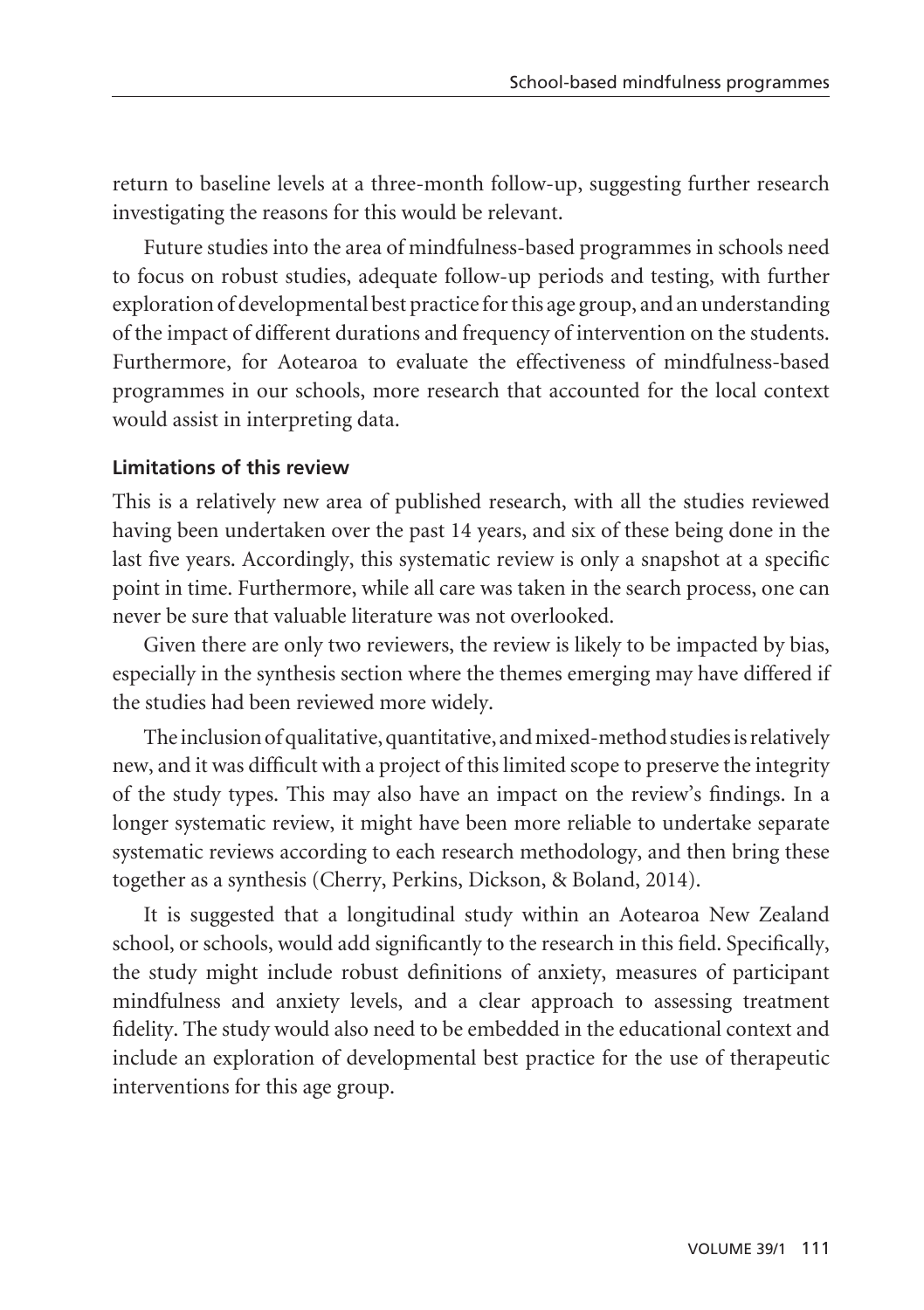return to baseline levels at a three-month follow-up, suggesting further research investigating the reasons for this would be relevant.

Future studies into the area of mindfulness-based programmes in schools need to focus on robust studies, adequate follow-up periods and testing, with further exploration of developmental best practice for this age group, and an understanding of the impact of different durations and frequency of intervention on the students. Furthermore, for Aotearoa to evaluate the effectiveness of mindfulness-based programmes in our schools, more research that accounted for the local context would assist in interpreting data.

### Limitations of this review

This is a relatively new area of published research, with all the studies reviewed having been undertaken over the past 14 years, and six of these being done in the last five years. Accordingly, this systematic review is only a snapshot at a specific point in time. Furthermore, while all care was taken in the search process, one can never be sure that valuable literature was not overlooked.

Given there are only two reviewers, the review is likely to be impacted by bias, especially in the synthesis section where the themes emerging may have differed if the studies had been reviewed more widely.

The inclusion of qualitative, quantitative, and mixed-method studies is relatively new, and it was difficult with a project of this limited scope to preserve the integrity of the study types. This may also have an impact on the review's findings. In a longer systematic review, it might have been more reliable to undertake separate systematic reviews according to each research methodology, and then bring these together as a synthesis (Cherry, Perkins, Dickson, & Boland, 2014).

It is suggested that a longitudinal study within an Aotearoa New Zealand school, or schools, would add significantly to the research in this field. Specifically, the study might include robust definitions of anxiety, measures of participant mindfulness and anxiety levels, and a clear approach to assessing treatment fidelity. The study would also need to be embedded in the educational context and include an exploration of developmental best practice for the use of therapeutic interventions for this age group.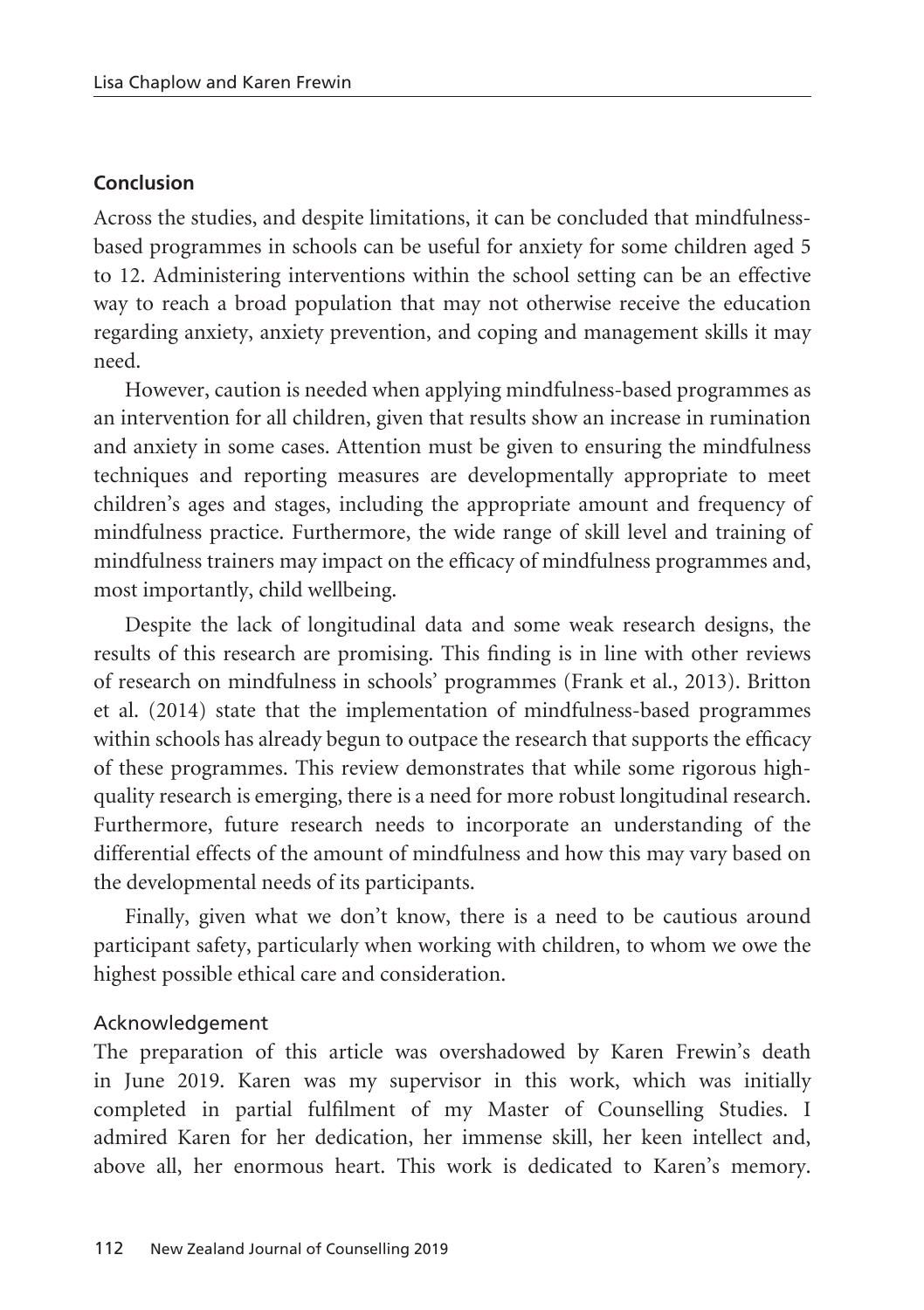## Conclusion

Across the studies, and despite limitations, it can be concluded that mindfulness-based programmes in schools can be useful for anxiety for some children aged 5 to 12. Administering interventions within the school setting can be an effective way to reach a broad population that may not otherwise receive the education regarding anxiety, anxiety prevention, and coping and management skills it may need.

However, caution is needed when applying mindfulness-based programmes as an intervention for all children, given that results show an increase in rumination and anxiety in some cases. Attention must be given to ensuring the mindfulness techniques and reporting measures are developmentally appropriate to meet children's ages and stages, including the appropriate amount and frequency of mindfulness practice. Furthermore, the wide range of skill level and training of mindfulness trainers may impact on the efficacy of mindfulness programmes and, most importantly, child wellbeing.

Despite the lack of longitudinal data and some weak research designs, the results of this research are promising. This finding is in line with other reviews of research on mindfulness in schools' programmes (Frank et al., 2013). Britton et al. (2014) state that the implementation of mindfulness-based programmes within schools has already begun to outpace the research that supports the efficacy of these programmes. This review demonstrates that while some rigorous high-quality research is emerging, there is a need for more robust longitudinal research. Furthermore, future research needs to incorporate an understanding of the differential effects of the amount of mindfulness and how this may vary based on the developmental needs of its participants.

Finally, given what we don't know, there is a need to be cautious around participant safety, particularly when working with children, to whom we owe the highest possible ethical care and consideration.

### Acknowledgement

The preparation of this article was overshadowed by Karen Frewin's death in June 2019. Karen was my supervisor in this work, which was initially completed in partial fulfilment of my Master of Counselling Studies. I admired Karen for her dedication, her immense skill, her keen intellect and, above all, her enormous heart. This work is dedicated to Karen's memory.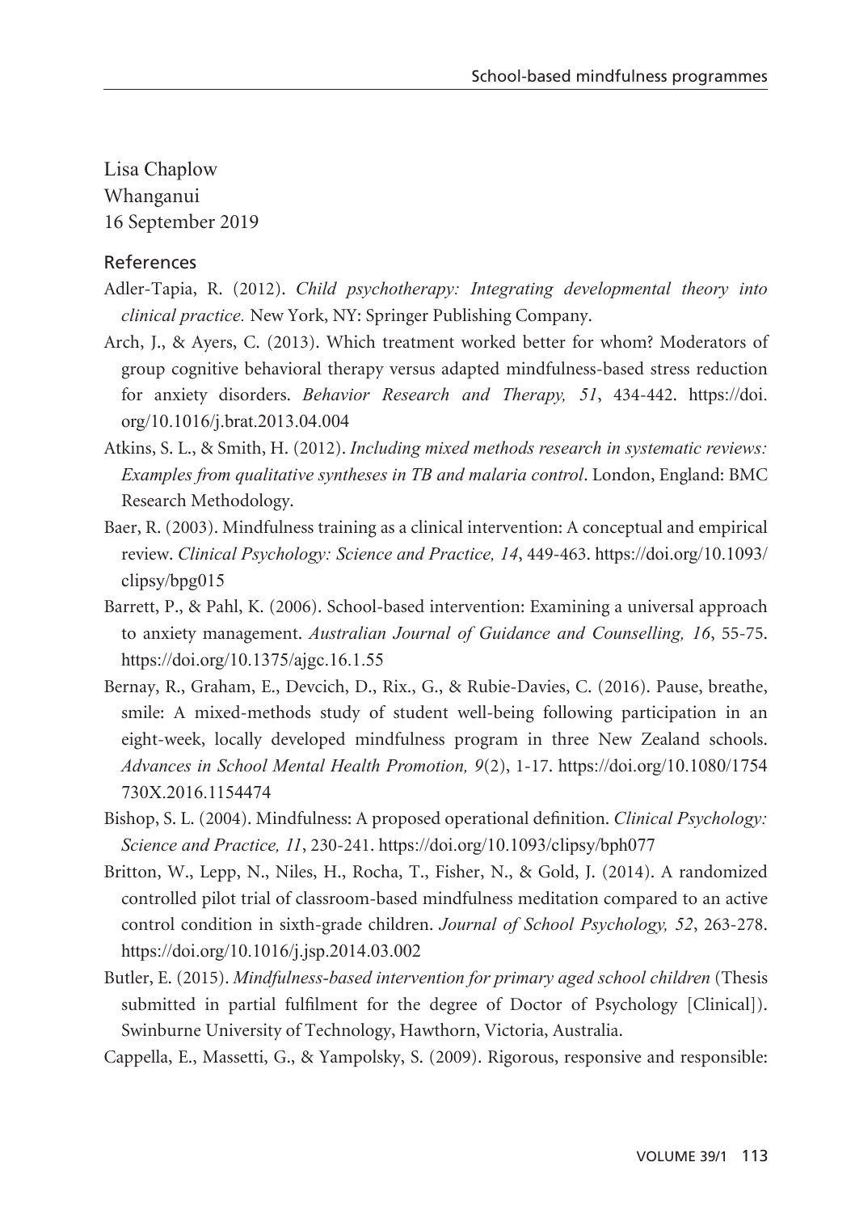Lisa Chaplow
Whanganui
16 September 2019

## References

Adler-Tapia, R. (2012). *Child psychotherapy: Integrating developmental theory into clinical practice.* New York, NY: Springer Publishing Company.

Arch, J., & Ayers, C. (2013). Which treatment worked better for whom? Moderators of group cognitive behavioral therapy versus adapted mindfulness-based stress reduction for anxiety disorders. *Behavior Research and Therapy, 51*, 434-442. https://doi.org/10.1016/j.brat.2013.04.004

Atkins, S. L., & Smith, H. (2012). *Including mixed methods research in systematic reviews: Examples from qualitative syntheses in TB and malaria control*. London, England: BMC Research Methodology.

Baer, R. (2003). Mindfulness training as a clinical intervention: A conceptual and empirical review. *Clinical Psychology: Science and Practice, 14*, 449-463. https://doi.org/10.1093/clipsy/bpg015

Barrett, P., & Pahl, K. (2006). School-based intervention: Examining a universal approach to anxiety management. *Australian Journal of Guidance and Counselling, 16*, 55-75. https://doi.org/10.1375/ajgc.16.1.55

Bernay, R., Graham, E., Devcich, D., Rix., G., & Rubie-Davies, C. (2016). Pause, breathe, smile: A mixed-methods study of student well-being following participation in an eight-week, locally developed mindfulness program in three New Zealand schools. *Advances in School Mental Health Promotion, 9*(2), 1-17. https://doi.org/10.1080/1754730X.2016.1154474

Bishop, S. L. (2004). Mindfulness: A proposed operational definition. *Clinical Psychology: Science and Practice, 11*, 230-241. https://doi.org/10.1093/clipsy/bph077

Britton, W., Lepp, N., Niles, H., Rocha, T., Fisher, N., & Gold, J. (2014). A randomized controlled pilot trial of classroom-based mindfulness meditation compared to an active control condition in sixth-grade children. *Journal of School Psychology, 52*, 263-278. https://doi.org/10.1016/j.jsp.2014.03.002

Butler, E. (2015). *Mindfulness-based intervention for primary aged school children* (Thesis submitted in partial fulfilment for the degree of Doctor of Psychology [Clinical]). Swinburne University of Technology, Hawthorn, Victoria, Australia.

Cappella, E., Massetti, G., & Yampolsky, S. (2009). Rigorous, responsive and responsible: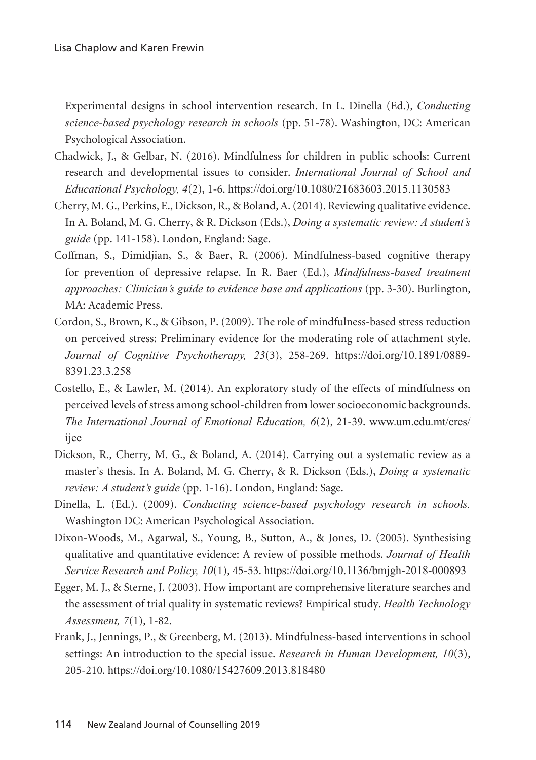Experimental designs in school intervention research. In L. Dinella (Ed.), *Conducting science-based psychology research in schools* (pp. 51-78). Washington, DC: American Psychological Association.

Chadwick, J., & Gelbar, N. (2016). Mindfulness for children in public schools: Current research and developmental issues to consider. *International Journal of School and Educational Psychology, 4*(2), 1-6. https://doi.org/10.1080/21683603.2015.1130583

Cherry, M. G., Perkins, E., Dickson, R., & Boland, A. (2014). Reviewing qualitative evidence. In A. Boland, M. G. Cherry, & R. Dickson (Eds.), *Doing a systematic review: A student's guide* (pp. 141-158). London, England: Sage.

Coffman, S., Dimidjian, S., & Baer, R. (2006). Mindfulness-based cognitive therapy for prevention of depressive relapse. In R. Baer (Ed.), *Mindfulness-based treatment approaches: Clinician's guide to evidence base and applications* (pp. 3-30). Burlington, MA: Academic Press.

Cordon, S., Brown, K., & Gibson, P. (2009). The role of mindfulness-based stress reduction on perceived stress: Preliminary evidence for the moderating role of attachment style. *Journal of Cognitive Psychotherapy, 23*(3), 258-269. https://doi.org/10.1891/0889-8391.23.3.258

Costello, E., & Lawler, M. (2014). An exploratory study of the effects of mindfulness on perceived levels of stress among school-children from lower socioeconomic backgrounds. *The International Journal of Emotional Education, 6*(2), 21-39. www.um.edu.mt/cres/ijee

Dickson, R., Cherry, M. G., & Boland, A. (2014). Carrying out a systematic review as a master's thesis. In A. Boland, M. G. Cherry, & R. Dickson (Eds.), *Doing a systematic review: A student's guide* (pp. 1-16). London, England: Sage.

Dinella, L. (Ed.). (2009). *Conducting science-based psychology research in schools.* Washington DC: American Psychological Association.

Dixon-Woods, M., Agarwal, S., Young, B., Sutton, A., & Jones, D. (2005). Synthesising qualitative and quantitative evidence: A review of possible methods. *Journal of Health Service Research and Policy, 10*(1), 45-53. https://doi.org/10.1136/bmjgh-2018-000893

Egger, M. J., & Sterne, J. (2003). How important are comprehensive literature searches and the assessment of trial quality in systematic reviews? Empirical study. *Health Technology Assessment, 7*(1), 1-82.

Frank, J., Jennings, P., & Greenberg, M. (2013). Mindfulness-based interventions in school settings: An introduction to the special issue. *Research in Human Development, 10*(3), 205-210. https://doi.org/10.1080/15427609.2013.818480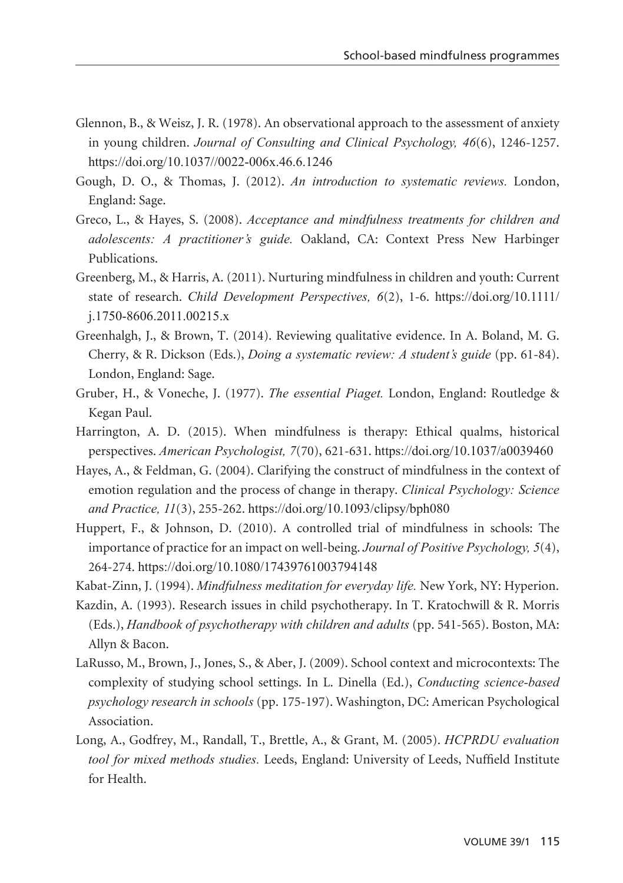Glennon, B., & Weisz, J. R. (1978). An observational approach to the assessment of anxiety in young children. *Journal of Consulting and Clinical Psychology, 46*(6), 1246-1257. https://doi.org/10.1037//0022-006x.46.6.1246

Gough, D. O., & Thomas, J. (2012). *An introduction to systematic reviews.* London, England: Sage.

Greco, L., & Hayes, S. (2008). *Acceptance and mindfulness treatments for children and adolescents: A practitioner's guide.* Oakland, CA: Context Press New Harbinger Publications.

Greenberg, M., & Harris, A. (2011). Nurturing mindfulness in children and youth: Current state of research. *Child Development Perspectives, 6*(2), 1-6. https://doi.org/10.1111/j.1750-8606.2011.00215.x

Greenhalgh, J., & Brown, T. (2014). Reviewing qualitative evidence. In A. Boland, M. G. Cherry, & R. Dickson (Eds.), *Doing a systematic review: A student's guide* (pp. 61-84). London, England: Sage.

Gruber, H., & Voneche, J. (1977). *The essential Piaget.* London, England: Routledge & Kegan Paul.

Harrington, A. D. (2015). When mindfulness is therapy: Ethical qualms, historical perspectives. *American Psychologist, 7*(70), 621-631. https://doi.org/10.1037/a0039460

Hayes, A., & Feldman, G. (2004). Clarifying the construct of mindfulness in the context of emotion regulation and the process of change in therapy. *Clinical Psychology: Science and Practice, 11*(3), 255-262. https://doi.org/10.1093/clipsy/bph080

Huppert, F., & Johnson, D. (2010). A controlled trial of mindfulness in schools: The importance of practice for an impact on well-being. *Journal of Positive Psychology, 5*(4), 264-274. https://doi.org/10.1080/17439761003794148

Kabat-Zinn, J. (1994). *Mindfulness meditation for everyday life.* New York, NY: Hyperion.

Kazdin, A. (1993). Research issues in child psychotherapy. In T. Kratochwill & R. Morris (Eds.), *Handbook of psychotherapy with children and adults* (pp. 541-565). Boston, MA: Allyn & Bacon.

LaRusso, M., Brown, J., Jones, S., & Aber, J. (2009). School context and microcontexts: The complexity of studying school settings. In L. Dinella (Ed.), *Conducting science-based psychology research in schools* (pp. 175-197). Washington, DC: American Psychological Association.

Long, A., Godfrey, M., Randall, T., Brettle, A., & Grant, M. (2005). *HCPRDU evaluation tool for mixed methods studies.* Leeds, England: University of Leeds, Nuffield Institute for Health.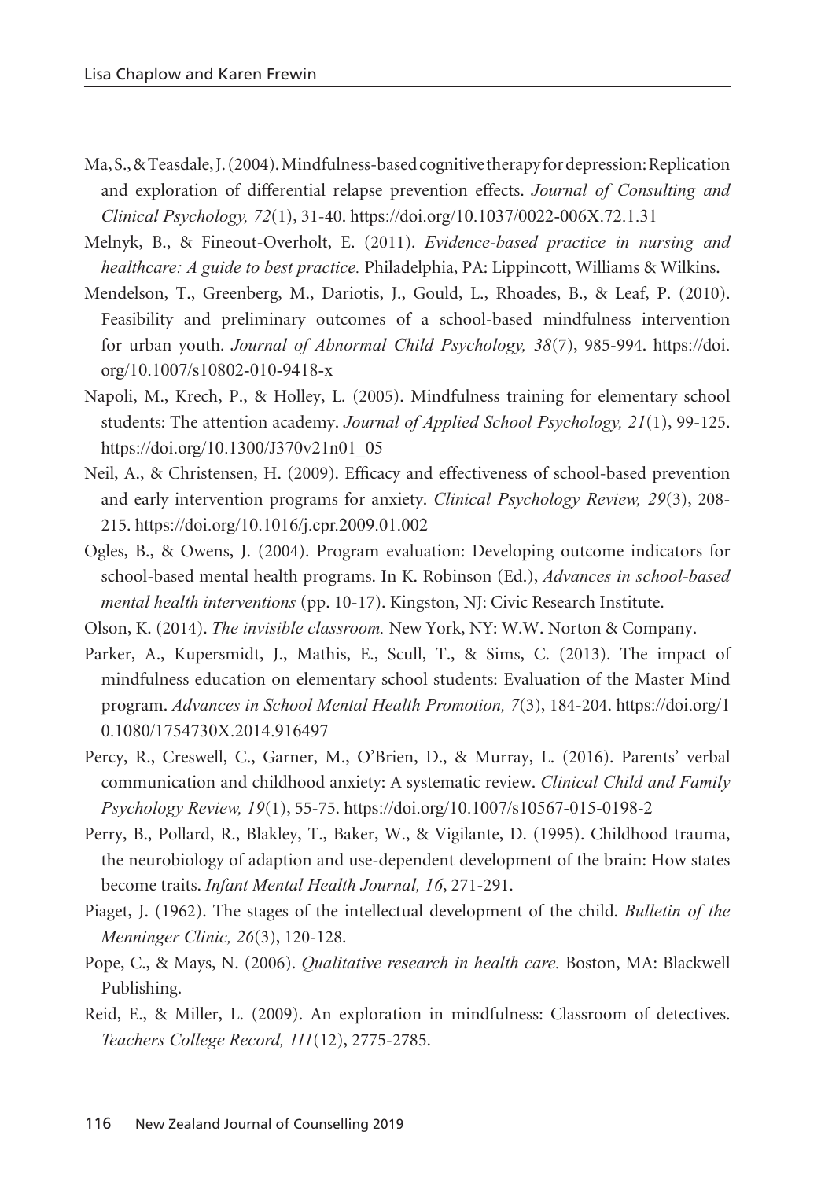Ma, S., & Teasdale, J. (2004). Mindfulness-based cognitive therapy for depression: Replication and exploration of differential relapse prevention effects. *Journal of Consulting and Clinical Psychology, 72*(1), 31-40. https://doi.org/10.1037/0022-006X.72.1.31

Melnyk, B., & Fineout-Overholt, E. (2011). *Evidence-based practice in nursing and healthcare: A guide to best practice.* Philadelphia, PA: Lippincott, Williams & Wilkins.

Mendelson, T., Greenberg, M., Dariotis, J., Gould, L., Rhoades, B., & Leaf, P. (2010). Feasibility and preliminary outcomes of a school-based mindfulness intervention for urban youth. *Journal of Abnormal Child Psychology, 38*(7), 985-994. https://doi.org/10.1007/s10802-010-9418-x

Napoli, M., Krech, P., & Holley, L. (2005). Mindfulness training for elementary school students: The attention academy. *Journal of Applied School Psychology, 21*(1), 99-125. https://doi.org/10.1300/J370v21n01_05

Neil, A., & Christensen, H. (2009). Efficacy and effectiveness of school-based prevention and early intervention programs for anxiety. *Clinical Psychology Review, 29*(3), 208-215. https://doi.org/10.1016/j.cpr.2009.01.002

Ogles, B., & Owens, J. (2004). Program evaluation: Developing outcome indicators for school-based mental health programs. In K. Robinson (Ed.), *Advances in school-based mental health interventions* (pp. 10-17). Kingston, NJ: Civic Research Institute.

Olson, K. (2014). *The invisible classroom.* New York, NY: W.W. Norton & Company.

Parker, A., Kupersmidt, J., Mathis, E., Scull, T., & Sims, C. (2013). The impact of mindfulness education on elementary school students: Evaluation of the Master Mind program. *Advances in School Mental Health Promotion, 7*(3), 184-204. https://doi.org/10.1080/1754730X.2014.916497

Percy, R., Creswell, C., Garner, M., O'Brien, D., & Murray, L. (2016). Parents' verbal communication and childhood anxiety: A systematic review. *Clinical Child and Family Psychology Review, 19*(1), 55-75. https://doi.org/10.1007/s10567-015-0198-2

Perry, B., Pollard, R., Blakley, T., Baker, W., & Vigilante, D. (1995). Childhood trauma, the neurobiology of adaption and use-dependent development of the brain: How states become traits. *Infant Mental Health Journal, 16*, 271-291.

Piaget, J. (1962). The stages of the intellectual development of the child. *Bulletin of the Menninger Clinic, 26*(3), 120-128.

Pope, C., & Mays, N. (2006). *Qualitative research in health care.* Boston, MA: Blackwell Publishing.

Reid, E., & Miller, L. (2009). An exploration in mindfulness: Classroom of detectives. *Teachers College Record, 111*(12), 2775-2785.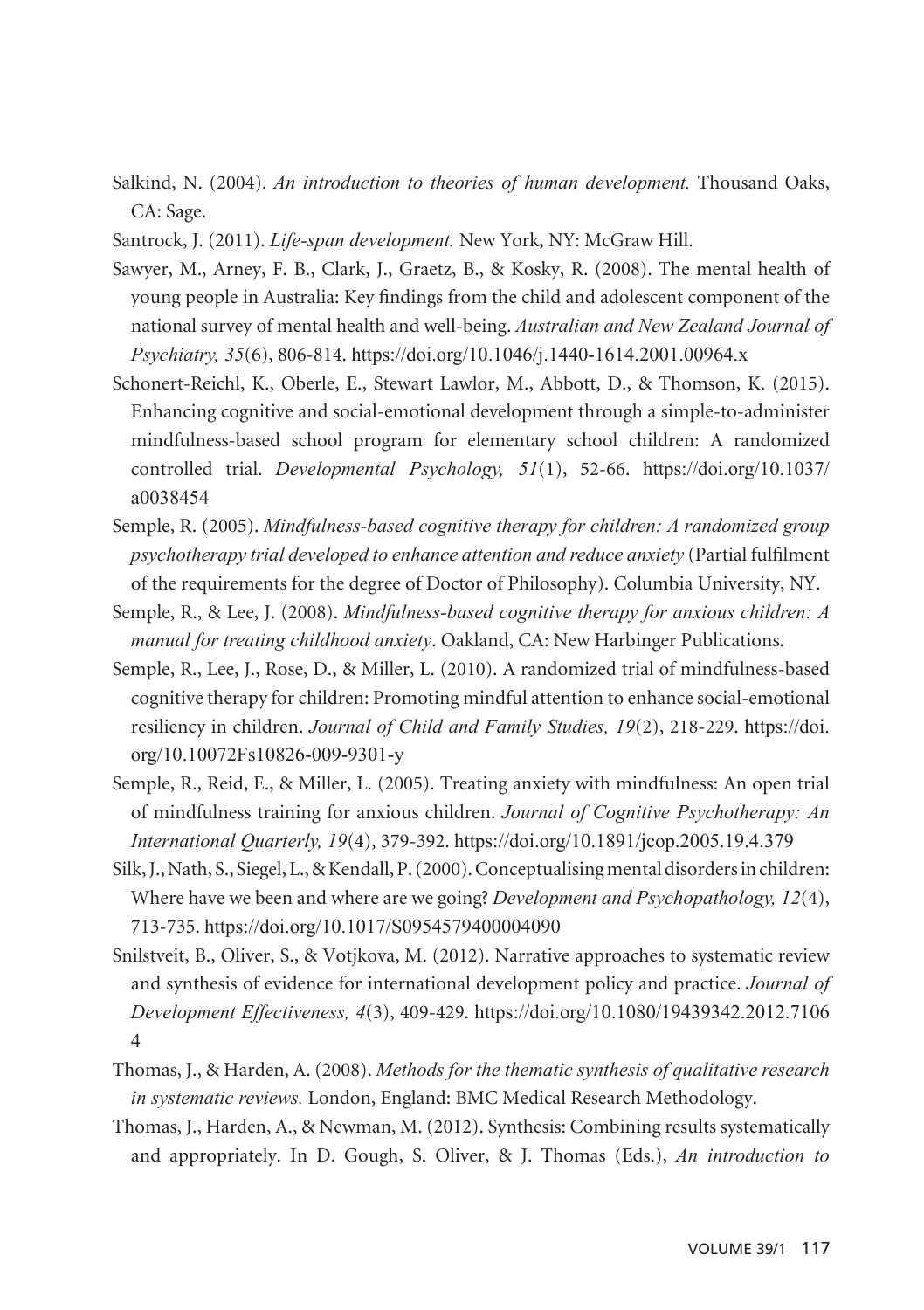Salkind, N. (2004). *An introduction to theories of human development.* Thousand Oaks, CA: Sage.

Santrock, J. (2011). *Life-span development.* New York, NY: McGraw Hill.

Sawyer, M., Arney, F. B., Clark, J., Graetz, B., & Kosky, R. (2008). The mental health of young people in Australia: Key findings from the child and adolescent component of the national survey of mental health and well-being. *Australian and New Zealand Journal of Psychiatry, 35*(6), 806-814. https://doi.org/10.1046/j.1440-1614.2001.00964.x

Schonert-Reichl, K., Oberle, E., Stewart Lawlor, M., Abbott, D., & Thomson, K. (2015). Enhancing cognitive and social-emotional development through a simple-to-administer mindfulness-based school program for elementary school children: A randomized controlled trial. *Developmental Psychology, 51*(1), 52-66. https://doi.org/10.1037/a0038454

Semple, R. (2005). *Mindfulness-based cognitive therapy for children: A randomized group psychotherapy trial developed to enhance attention and reduce anxiety* (Partial fulfilment of the requirements for the degree of Doctor of Philosophy). Columbia University, NY.

Semple, R., & Lee, J. (2008). *Mindfulness-based cognitive therapy for anxious children: A manual for treating childhood anxiety*. Oakland, CA: New Harbinger Publications.

Semple, R., Lee, J., Rose, D., & Miller, L. (2010). A randomized trial of mindfulness-based cognitive therapy for children: Promoting mindful attention to enhance social-emotional resiliency in children. *Journal of Child and Family Studies, 19*(2), 218-229. https://doi.org/10.10072Fs10826-009-9301-y

Semple, R., Reid, E., & Miller, L. (2005). Treating anxiety with mindfulness: An open trial of mindfulness training for anxious children. *Journal of Cognitive Psychotherapy: An International Quarterly, 19*(4), 379-392. https://doi.org/10.1891/jcop.2005.19.4.379

Silk, J., Nath, S., Siegel, L., & Kendall, P. (2000). Conceptualising mental disorders in children: Where have we been and where are we going? *Development and Psychopathology, 12*(4), 713-735. https://doi.org/10.1017/S0954579400004090

Snilstveit, B., Oliver, S., & Votjkova, M. (2012). Narrative approaches to systematic review and synthesis of evidence for international development policy and practice. *Journal of Development Effectiveness, 4*(3), 409-429. https://doi.org/10.1080/19439342.2012.71064

Thomas, J., & Harden, A. (2008). *Methods for the thematic synthesis of qualitative research in systematic reviews.* London, England: BMC Medical Research Methodology.

Thomas, J., Harden, A., & Newman, M. (2012). Synthesis: Combining results systematically and appropriately. In D. Gough, S. Oliver, & J. Thomas (Eds.), *An introduction to*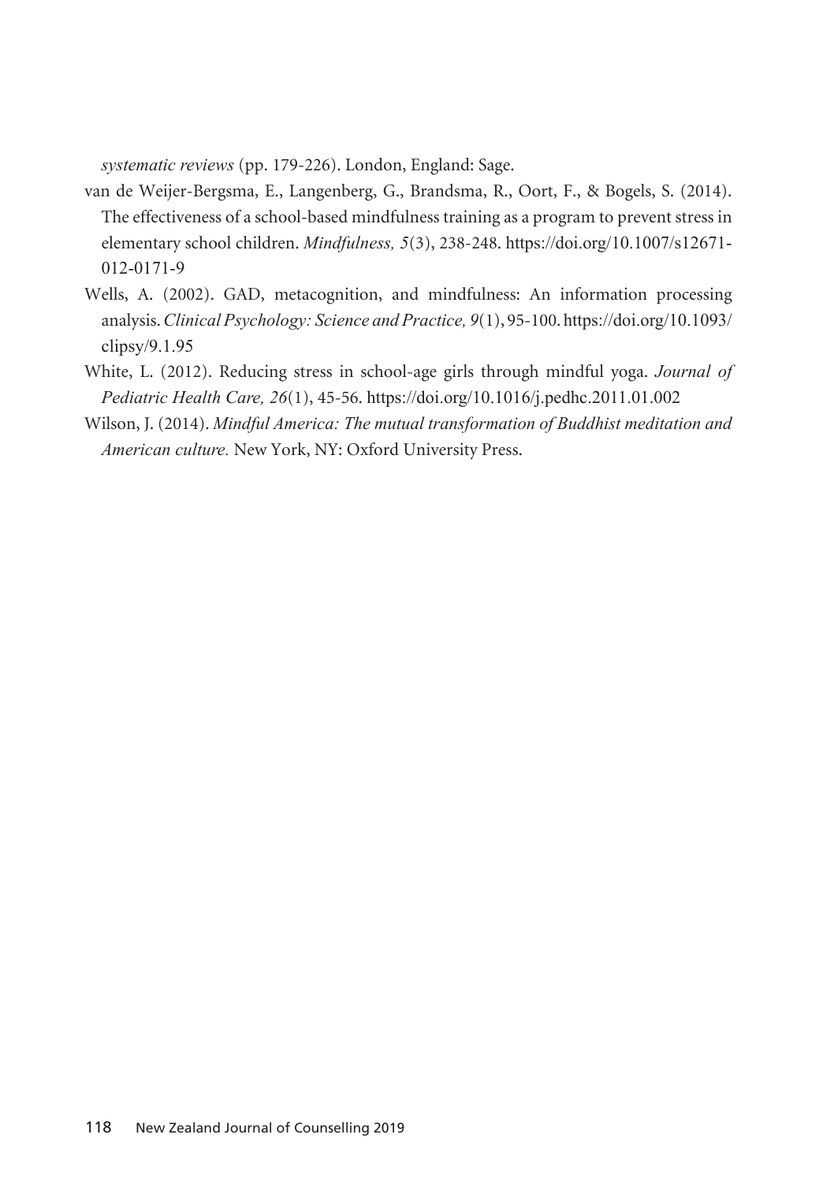*systematic reviews* (pp. 179-226). London, England: Sage.

van de Weijer-Bergsma, E., Langenberg, G., Brandsma, R., Oort, F., & Bogels, S. (2014). The effectiveness of a school-based mindfulness training as a program to prevent stress in elementary school children. *Mindfulness, 5*(3), 238-248. https://doi.org/10.1007/s12671-012-0171-9

Wells, A. (2002). GAD, metacognition, and mindfulness: An information processing analysis. *Clinical Psychology: Science and Practice, 9*(1), 95-100. https://doi.org/10.1093/clipsy/9.1.95

White, L. (2012). Reducing stress in school-age girls through mindful yoga. *Journal of Pediatric Health Care, 26*(1), 45-56. https://doi.org/10.1016/j.pedhc.2011.01.002

Wilson, J. (2014). *Mindful America: The mutual transformation of Buddhist meditation and American culture.* New York, NY: Oxford University Press.